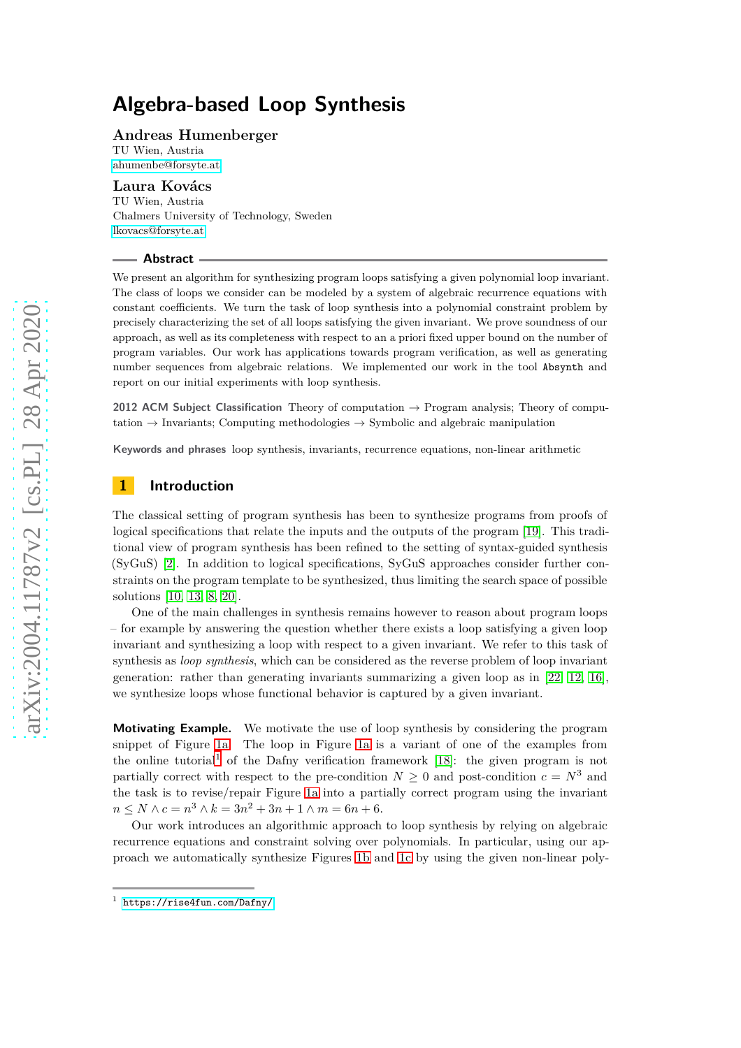# Algebra-based Loop Synthesis

**Andreas Humenberger**
TU Wien, Austria
ahumenbe@forsyte.at

**Laura Kovács**
TU Wien, Austria
Chalmers University of Technology, Sweden
lkovacs@forsyte.at

## Abstract

We present an algorithm for synthesizing program loops satisfying a given polynomial loop invariant. The class of loops we consider can be modeled by a system of algebraic recurrence equations with constant coefficients. We turn the task of loop synthesis into a polynomial constraint problem by precisely characterizing the set of all loops satisfying the given invariant. We prove soundness of our approach, as well as its completeness with respect to an a priori fixed upper bound on the number of program variables. Our work has applications towards program verification, as well as generating number sequences from algebraic relations. We implemented our work in the tool `Absynth` and report on our initial experiments with loop synthesis.

**2012 ACM Subject Classification** Theory of computation → Program analysis; Theory of computation → Invariants; Computing methodologies → Symbolic and algebraic manipulation

**Keywords and phrases** loop synthesis, invariants, recurrence equations, non-linear arithmetic

## 1 Introduction

The classical setting of program synthesis has been to synthesize programs from proofs of logical specifications that relate the inputs and the outputs of the program [19]. This traditional view of program synthesis has been refined to the setting of syntax-guided synthesis (SyGuS) [2]. In addition to logical specifications, SyGuS approaches consider further constraints on the program template to be synthesized, thus limiting the search space of possible solutions [10, 13, 8, 20].

One of the main challenges in synthesis remains however to reason about program loops – for example by answering the question whether there exists a loop satisfying a given loop invariant and synthesizing a loop with respect to a given invariant. We refer to this task of synthesis as *loop synthesis*, which can be considered as the reverse problem of loop invariant generation: rather than generating invariants summarizing a given loop as in [22, 12, 16], we synthesize loops whose functional behavior is captured by a given invariant.

**Motivating Example.** We motivate the use of loop synthesis by considering the program snippet of Figure 1a. The loop in Figure 1a is a variant of one of the examples from the online tutorial[1] of the Dafny verification framework [18]: the given program is not partially correct with respect to the pre-condition $N \geq 0$ and post-condition $c = N^3$ and the task is to revise/repair Figure 1a into a partially correct program using the invariant $n \leq N \wedge c = n^3 \wedge k = 3n^2 + 3n + 1 \wedge m = 6n + 6$.

Our work introduces an algorithmic approach to loop synthesis by relying on algebraic recurrence equations and constraint solving over polynomials. In particular, using our approach we automatically synthesize Figures 1b and 1c by using the given non-linear poly-

[1] https://rise4fun.com/Dafny/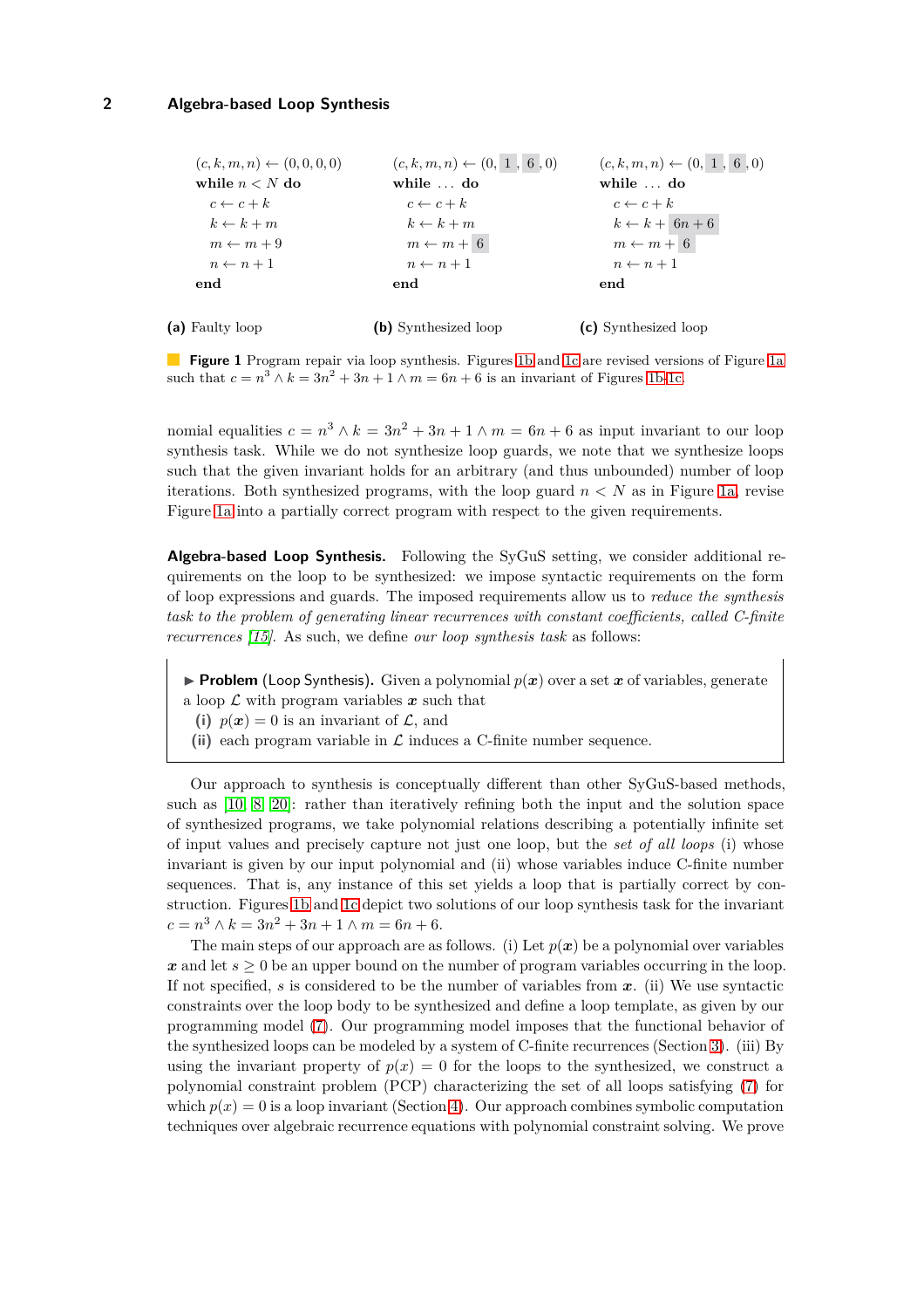```
(c, k, m, n) ← (0, 0, 0, 0)
while n < N do
  c ← c + k
  k ← k + m
  m ← m + 9
  n ← n + 1
end
```

**(a)** Faulty loop

```
(c, k, m, n) ← (0, 1, 6, 0)
while ... do
  c ← c + k
  k ← k + m
  m ← m + 6
  n ← n + 1
end
```

**(b)** Synthesized loop

```
(c, k, m, n) ← (0, 1, 6, 0)
while ... do
  c ← c + k
  k ← k + 6n + 6
  m ← m + 6
  n ← n + 1
end
```

**(c)** Synthesized loop

**Figure 1** Program repair via loop synthesis. Figures 1b and 1c are revised versions of Figure 1a such that $c = n^3 \wedge k = 3n^2 + 3n + 1 \wedge m = 6n + 6$ is an invariant of Figures 1b-1c.

nomial equalities $c = n^3 \wedge k = 3n^2 + 3n + 1 \wedge m = 6n + 6$ as input invariant to our loop synthesis task. While we do not synthesize loop guards, we note that we synthesize loops such that the given invariant holds for an arbitrary (and thus unbounded) number of loop iterations. Both synthesized programs, with the loop guard $n < N$ as in Figure 1a, revise Figure 1a into a partially correct program with respect to the given requirements.

**Algebra-based Loop Synthesis.** Following the SyGuS setting, we consider additional requirements on the loop to be synthesized: we impose syntactic requirements on the form of loop expressions and guards. The imposed requirements allow us to *reduce the synthesis task to the problem of generating linear recurrences with constant coefficients, called C-finite recurrences [15]*. As such, we define *our loop synthesis task* as follows:

> ▶ **Problem** (Loop Synthesis)**.** Given a polynomial $p(\boldsymbol{x})$ over a set $\boldsymbol{x}$ of variables, generate a loop $\mathcal{L}$ with program variables $\boldsymbol{x}$ such that
> **(i)** $p(\boldsymbol{x}) = 0$ is an invariant of $\mathcal{L}$, and
> **(ii)** each program variable in $\mathcal{L}$ induces a C-finite number sequence.

Our approach to synthesis is conceptually different than other SyGuS-based methods, such as [10, 8, 20]: rather than iteratively refining both the input and the solution space of synthesized programs, we take polynomial relations describing a potentially infinite set of input values and precisely capture not just one loop, but the *set of all loops* (i) whose invariant is given by our input polynomial and (ii) whose variables induce C-finite number sequences. That is, any instance of this set yields a loop that is partially correct by construction. Figures 1b and 1c depict two solutions of our loop synthesis task for the invariant $c = n^3 \wedge k = 3n^2 + 3n + 1 \wedge m = 6n + 6$.

The main steps of our approach are as follows. (i) Let $p(\boldsymbol{x})$ be a polynomial over variables $\boldsymbol{x}$ and let $s \geq 0$ be an upper bound on the number of program variables occurring in the loop. If not specified, $s$ is considered to be the number of variables from $\boldsymbol{x}$. (ii) We use syntactic constraints over the loop body to be synthesized and define a loop template, as given by our programming model (7). Our programming model imposes that the functional behavior of the synthesized loops can be modeled by a system of C-finite recurrences (Section 3). (iii) By using the invariant property of $p(x) = 0$ for the loops to the synthesized, we construct a polynomial constraint problem (PCP) characterizing the set of all loops satisfying (7) for which $p(x) = 0$ is a loop invariant (Section 4). Our approach combines symbolic computation techniques over algebraic recurrence equations with polynomial constraint solving. We prove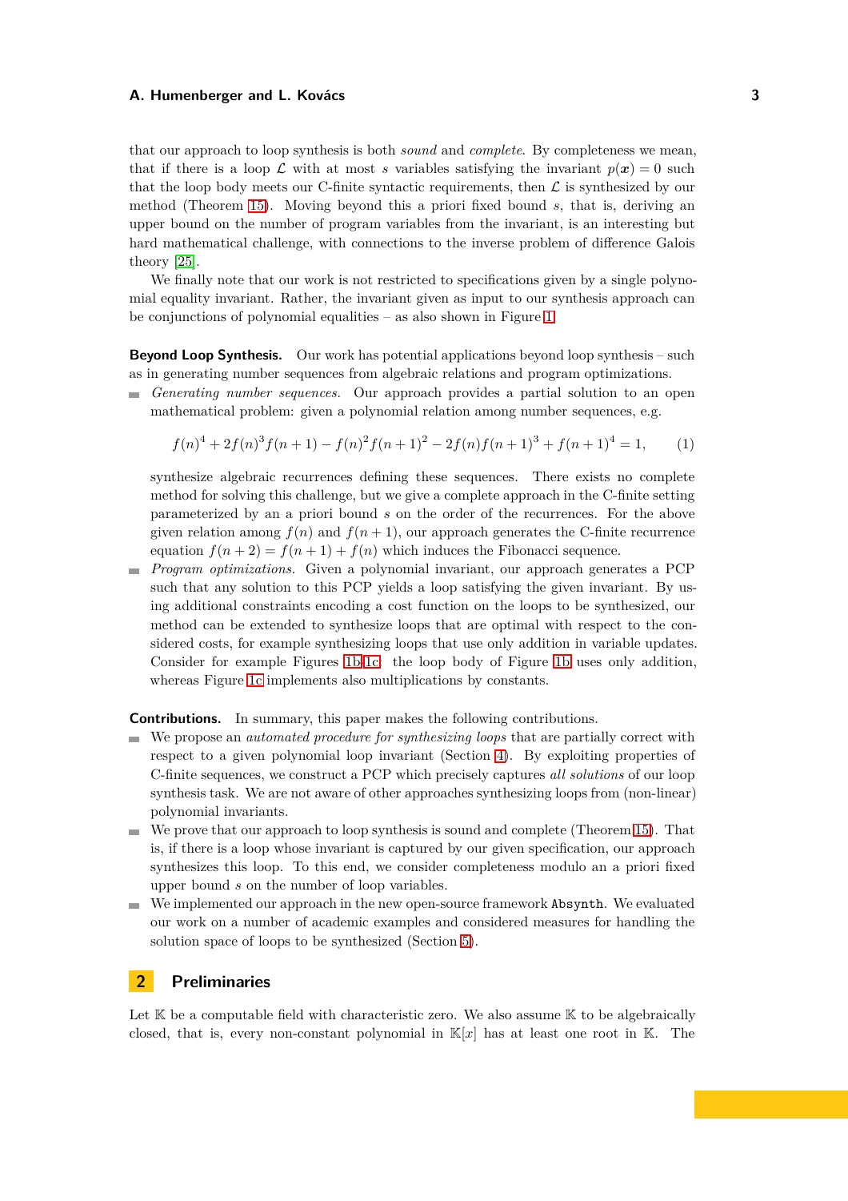that our approach to loop synthesis is both *sound* and *complete*. By completeness we mean, that if there is a loop $\mathcal{L}$ with at most $s$ variables satisfying the invariant $p(\boldsymbol{x}) = 0$ such that the loop body meets our C-finite syntactic requirements, then $\mathcal{L}$ is synthesized by our method (Theorem 15). Moving beyond this a priori fixed bound $s$, that is, deriving an upper bound on the number of program variables from the invariant, is an interesting but hard mathematical challenge, with connections to the inverse problem of difference Galois theory [25].

We finally note that our work is not restricted to specifications given by a single polynomial equality invariant. Rather, the invariant given as input to our synthesis approach can be conjunctions of polynomial equalities – as also shown in Figure 1.

**Beyond Loop Synthesis.** Our work has potential applications beyond loop synthesis – such as in generating number sequences from algebraic relations and program optimizations.

- *Generating number sequences.* Our approach provides a partial solution to an open mathematical problem: given a polynomial relation among number sequences, e.g.

$$f(n)^4 + 2f(n)^3 f(n+1) - f(n)^2 f(n+1)^2 - 2f(n)f(n+1)^3 + f(n+1)^4 = 1, \qquad (1)$$

  synthesize algebraic recurrences defining these sequences. There exists no complete method for solving this challenge, but we give a complete approach in the C-finite setting parameterized by an a priori bound $s$ on the order of the recurrences. For the above given relation among $f(n)$ and $f(n+1)$, our approach generates the C-finite recurrence equation $f(n+2) = f(n+1) + f(n)$ which induces the Fibonacci sequence.
- *Program optimizations.* Given a polynomial invariant, our approach generates a PCP such that any solution to this PCP yields a loop satisfying the given invariant. By using additional constraints encoding a cost function on the loops to be synthesized, our method can be extended to synthesize loops that are optimal with respect to the considered costs, for example synthesizing loops that use only addition in variable updates. Consider for example Figures 1b-1c: the loop body of Figure 1b uses only addition, whereas Figure 1c implements also multiplications by constants.

**Contributions.** In summary, this paper makes the following contributions.

- We propose an *automated procedure for synthesizing loops* that are partially correct with respect to a given polynomial loop invariant (Section 4). By exploiting properties of C-finite sequences, we construct a PCP which precisely captures *all solutions* of our loop synthesis task. We are not aware of other approaches synthesizing loops from (non-linear) polynomial invariants.
- We prove that our approach to loop synthesis is sound and complete (Theorem 15). That is, if there is a loop whose invariant is captured by our given specification, our approach synthesizes this loop. To this end, we consider completeness modulo an a priori fixed upper bound $s$ on the number of loop variables.
- We implemented our approach in the new open-source framework `Absynth`. We evaluated our work on a number of academic examples and considered measures for handling the solution space of loops to be synthesized (Section 5).

## 2 Preliminaries

Let $\mathbb{K}$ be a computable field with characteristic zero. We also assume $\mathbb{K}$ to be algebraically closed, that is, every non-constant polynomial in $\mathbb{K}[x]$ has at least one root in $\mathbb{K}$. The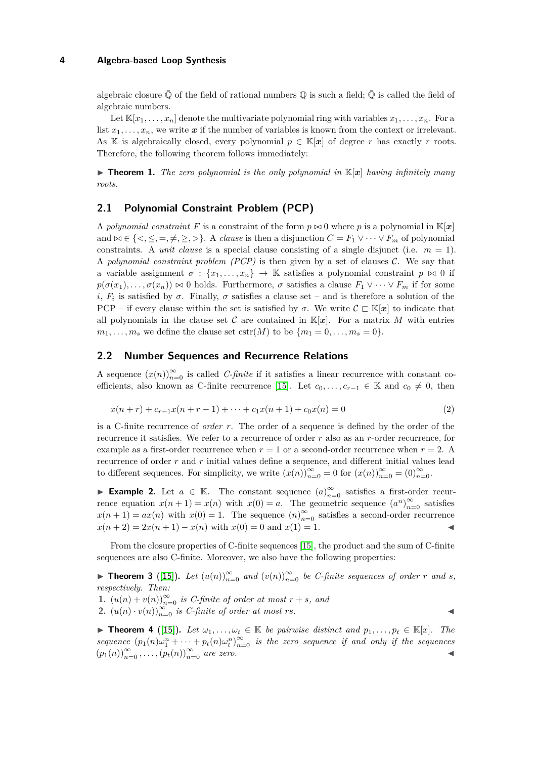algebraic closure $\bar{\mathbb{Q}}$ of the field of rational numbers $\mathbb{Q}$ is such a field; $\bar{\mathbb{Q}}$ is called the field of algebraic numbers.

Let $\mathbb{K}[x_1, \ldots, x_n]$ denote the multivariate polynomial ring with variables $x_1, \ldots, x_n$. For a list $x_1, \ldots, x_n$, we write $\boldsymbol{x}$ if the number of variables is known from the context or irrelevant. As $\mathbb{K}$ is algebraically closed, every polynomial $p \in \mathbb{K}[\boldsymbol{x}]$ of degree $r$ has exactly $r$ roots. Therefore, the following theorem follows immediately:

▶ **Theorem 1.** *The zero polynomial is the only polynomial in $\mathbb{K}[\boldsymbol{x}]$ having infinitely many roots.*

## 2.1 Polynomial Constraint Problem (PCP)

A *polynomial constraint* $F$ is a constraint of the form $p \bowtie 0$ where $p$ is a polynomial in $\mathbb{K}[\boldsymbol{x}]$ and $\bowtie \in \{<, \leq, =, \neq, \geq, >\}$. A *clause* is then a disjunction $C = F_1 \vee \cdots \vee F_m$ of polynomial constraints. A *unit clause* is a special clause consisting of a single disjunct (i.e. $m = 1$). A *polynomial constraint problem (PCP)* is then given by a set of clauses $\mathcal{C}$. We say that a variable assignment $\sigma : \{x_1, \ldots, x_n\} \to \mathbb{K}$ satisfies a polynomial constraint $p \bowtie 0$ if $p(\sigma(x_1), \ldots, \sigma(x_n)) \bowtie 0$ holds. Furthermore, $\sigma$ satisfies a clause $F_1 \vee \cdots \vee F_m$ if for some $i$, $F_i$ is satisfied by $\sigma$. Finally, $\sigma$ satisfies a clause set – and is therefore a solution of the PCP – if every clause within the set is satisfied by $\sigma$. We write $\mathcal{C} \sqsubset \mathbb{K}[\boldsymbol{x}]$ to indicate that all polynomials in the clause set $\mathcal{C}$ are contained in $\mathbb{K}[\boldsymbol{x}]$. For a matrix $M$ with entries $m_1, \ldots, m_s$ we define the clause set $\text{cstr}(M)$ to be $\{m_1 = 0, \ldots, m_s = 0\}$.

## 2.2 Number Sequences and Recurrence Relations

A sequence $(x(n))_{n=0}^{\infty}$ is called *C-finite* if it satisfies a linear recurrence with constant coefficients, also known as C-finite recurrence [15]. Let $c_0, \ldots, c_{r-1} \in \mathbb{K}$ and $c_0 \neq 0$, then

$$x(n+r) + c_{r-1}x(n+r-1) + \cdots + c_1 x(n+1) + c_0 x(n) = 0 \tag{2}$$

is a C-finite recurrence of *order* $r$. The order of a sequence is defined by the order of the recurrence it satisfies. We refer to a recurrence of order $r$ also as an $r$-order recurrence, for example as a first-order recurrence when $r = 1$ or a second-order recurrence when $r = 2$. A recurrence of order $r$ and $r$ initial values define a sequence, and different initial values lead to different sequences. For simplicity, we write $(x(n))_{n=0}^{\infty} = 0$ for $(x(n))_{n=0}^{\infty} = (0)_{n=0}^{\infty}$.

▶ **Example 2.** Let $a \in \mathbb{K}$. The constant sequence $(a)_{n=0}^{\infty}$ satisfies a first-order recurrence equation $x(n+1) = x(n)$ with $x(0) = a$. The geometric sequence $(a^n)_{n=0}^{\infty}$ satisfies $x(n+1) = ax(n)$ with $x(0) = 1$. The sequence $(n)_{n=0}^{\infty}$ satisfies a second-order recurrence $x(n+2) = 2x(n+1) - x(n)$ with $x(0) = 0$ and $x(1) = 1$. ◀

From the closure properties of C-finite sequences [15], the product and the sum of C-finite sequences are also C-finite. Moreover, we also have the following properties:

▶ **Theorem 3** ([15])**.** *Let $(u(n))_{n=0}^{\infty}$ and $(v(n))_{n=0}^{\infty}$ be C-finite sequences of order $r$ and $s$, respectively. Then:*

1. *$(u(n) + v(n))_{n=0}^{\infty}$ is C-finite of order at most $r + s$, and*
2. *$(u(n) \cdot v(n))_{n=0}^{\infty}$ is C-finite of order at most $rs$.* ◀

▶ **Theorem 4** ([15])**.** *Let $\omega_1, \ldots, \omega_t \in \mathbb{K}$ be pairwise distinct and $p_1, \ldots, p_t \in \mathbb{K}[x]$. The sequence $(p_1(n)\omega_1^n + \cdots + p_t(n)\omega_t^n)_{n=0}^{\infty}$ is the zero sequence if and only if the sequences $(p_1(n))_{n=0}^{\infty}, \ldots, (p_t(n))_{n=0}^{\infty}$ are zero.* ◀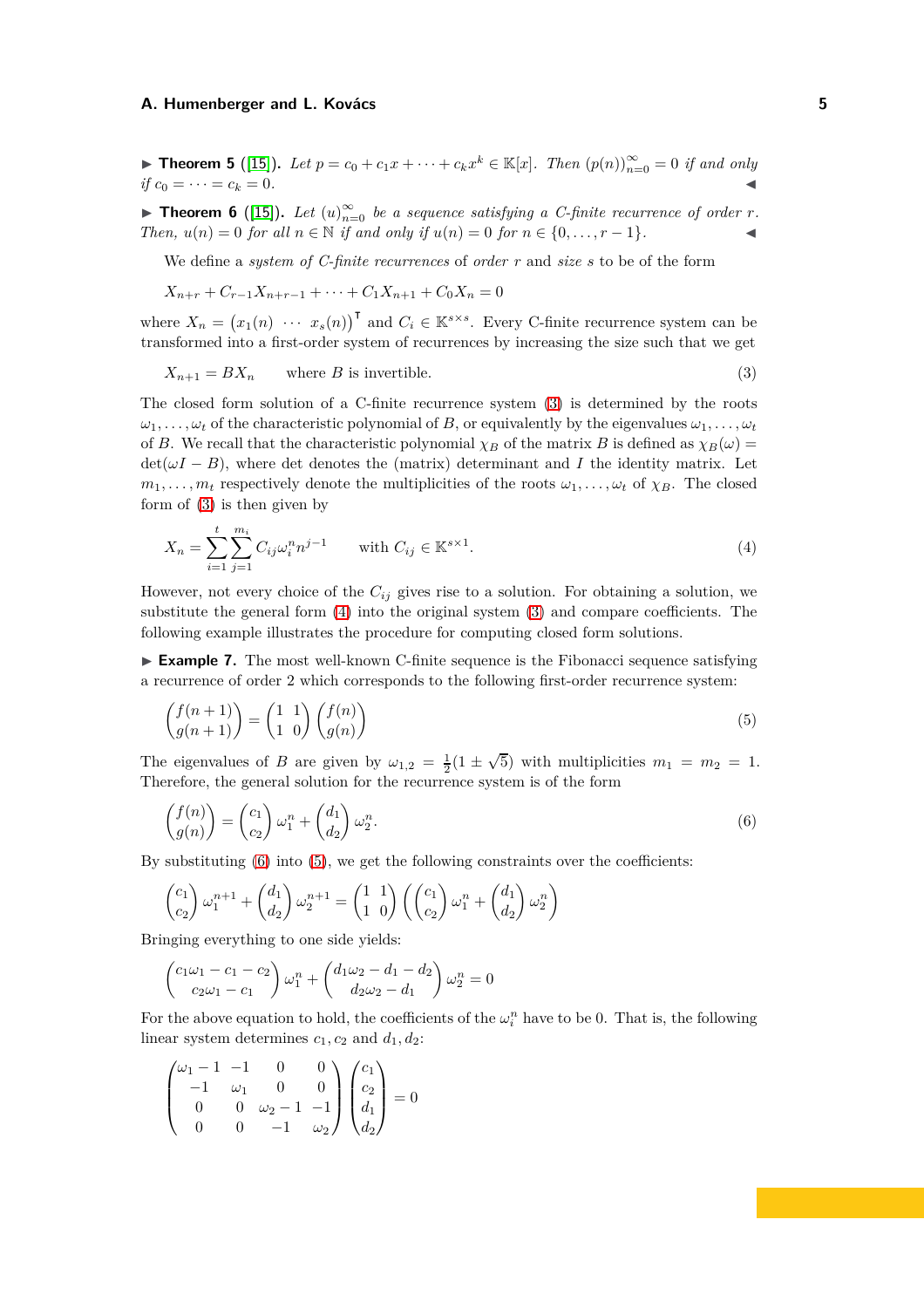▶ **Theorem 5** ([15]). *Let $p = c_0 + c_1 x + \cdots + c_k x^k \in \mathbb{K}[x]$. Then $(p(n))_{n=0}^{\infty} = 0$ if and only if $c_0 = \cdots = c_k = 0$.* ◀

▶ **Theorem 6** ([15]). *Let $(u)_{n=0}^{\infty}$ be a sequence satisfying a C-finite recurrence of order $r$. Then, $u(n) = 0$ for all $n \in \mathbb{N}$ if and only if $u(n) = 0$ for $n \in \{0, \ldots, r-1\}$.* ◀

We define a *system of C-finite recurrences* of *order* $r$ and *size* $s$ to be of the form

$$X_{n+r} + C_{r-1} X_{n+r-1} + \cdots + C_1 X_{n+1} + C_0 X_n = 0$$

where $X_n = \begin{pmatrix} x_1(n) & \cdots & x_s(n) \end{pmatrix}^{\intercal}$ and $C_i \in \mathbb{K}^{s \times s}$. Every C-finite recurrence system can be transformed into a first-order system of recurrences by increasing the size such that we get

$$X_{n+1} = B X_n \qquad \text{where } B \text{ is invertible.} \tag{3}$$

The closed form solution of a C-finite recurrence system (3) is determined by the roots $\omega_1, \ldots, \omega_t$ of the characteristic polynomial of $B$, or equivalently by the eigenvalues $\omega_1, \ldots, \omega_t$ of $B$. We recall that the characteristic polynomial $\chi_B$ of the matrix $B$ is defined as $\chi_B(\omega) = \det(\omega I - B)$, where det denotes the (matrix) determinant and $I$ the identity matrix. Let $m_1, \ldots, m_t$ respectively denote the multiplicities of the roots $\omega_1, \ldots, \omega_t$ of $\chi_B$. The closed form of (3) is then given by

$$X_n = \sum_{i=1}^{t} \sum_{j=1}^{m_i} C_{ij} \omega_i^n n^{j-1} \qquad \text{with } C_{ij} \in \mathbb{K}^{s \times 1}. \tag{4}$$

However, not every choice of the $C_{ij}$ gives rise to a solution. For obtaining a solution, we substitute the general form (4) into the original system (3) and compare coefficients. The following example illustrates the procedure for computing closed form solutions.

▶ **Example 7.** The most well-known C-finite sequence is the Fibonacci sequence satisfying a recurrence of order 2 which corresponds to the following first-order recurrence system:

$$\begin{pmatrix} f(n+1) \\ g(n+1) \end{pmatrix} = \begin{pmatrix} 1 & 1 \\ 1 & 0 \end{pmatrix} \begin{pmatrix} f(n) \\ g(n) \end{pmatrix} \tag{5}$$

The eigenvalues of $B$ are given by $\omega_{1,2} = \frac{1}{2}(1 \pm \sqrt{5})$ with multiplicities $m_1 = m_2 = 1$. Therefore, the general solution for the recurrence system is of the form

$$\begin{pmatrix} f(n) \\ g(n) \end{pmatrix} = \begin{pmatrix} c_1 \\ c_2 \end{pmatrix} \omega_1^n + \begin{pmatrix} d_1 \\ d_2 \end{pmatrix} \omega_2^n. \tag{6}$$

By substituting (6) into (5), we get the following constraints over the coefficients:

$$\begin{pmatrix} c_1 \\ c_2 \end{pmatrix} \omega_1^{n+1} + \begin{pmatrix} d_1 \\ d_2 \end{pmatrix} \omega_2^{n+1} = \begin{pmatrix} 1 & 1 \\ 1 & 0 \end{pmatrix} \left( \begin{pmatrix} c_1 \\ c_2 \end{pmatrix} \omega_1^n + \begin{pmatrix} d_1 \\ d_2 \end{pmatrix} \omega_2^n \right)$$

Bringing everything to one side yields:

$$\begin{pmatrix} c_1\omega_1 - c_1 - c_2 \\ c_2\omega_1 - c_1 \end{pmatrix} \omega_1^n + \begin{pmatrix} d_1\omega_2 - d_1 - d_2 \\ d_2\omega_2 - d_1 \end{pmatrix} \omega_2^n = 0$$

For the above equation to hold, the coefficients of the $\omega_i^n$ have to be 0. That is, the following linear system determines $c_1, c_2$ and $d_1, d_2$:

$$\begin{pmatrix} \omega_1 - 1 & -1 & 0 & 0 \\ -1 & \omega_1 & 0 & 0 \\ 0 & 0 & \omega_2 - 1 & -1 \\ 0 & 0 & -1 & \omega_2 \end{pmatrix} \begin{pmatrix} c_1 \\ c_2 \\ d_1 \\ d_2 \end{pmatrix} = 0$$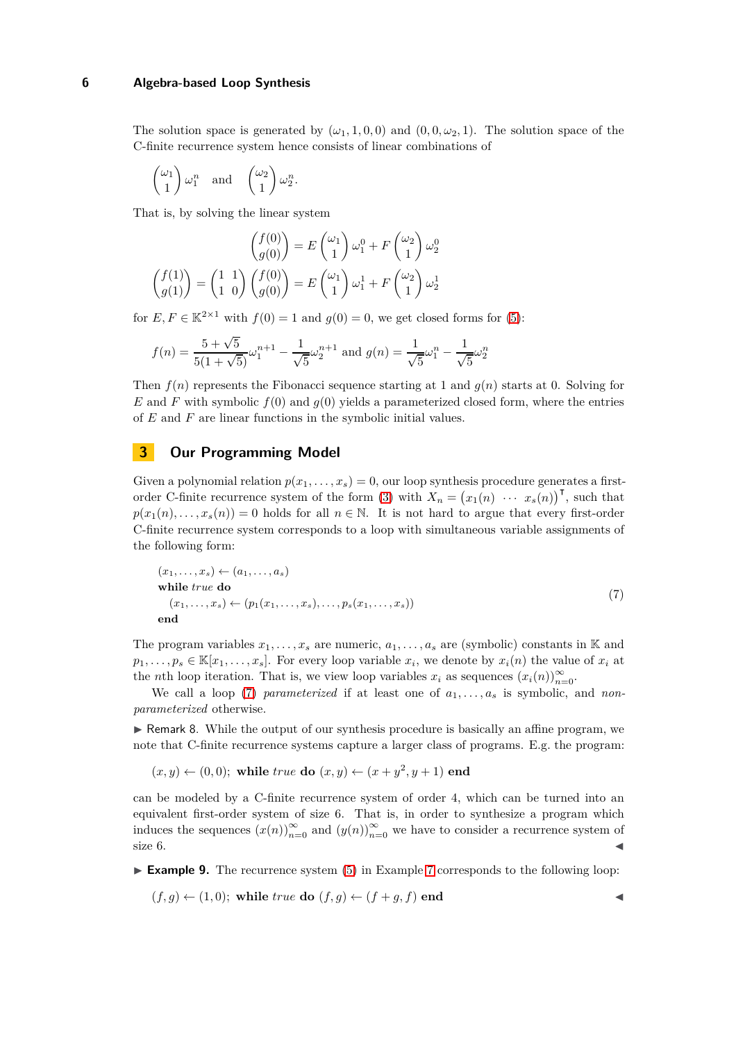The solution space is generated by $(\omega_1, 1, 0, 0)$ and $(0, 0, \omega_2, 1)$. The solution space of the C-finite recurrence system hence consists of linear combinations of

$$\begin{pmatrix} \omega_1 \\ 1 \end{pmatrix} \omega_1^n \quad \text{and} \quad \begin{pmatrix} \omega_2 \\ 1 \end{pmatrix} \omega_2^n.$$

That is, by solving the linear system

$$\begin{pmatrix} f(0) \\ g(0) \end{pmatrix} = E \begin{pmatrix} \omega_1 \\ 1 \end{pmatrix} \omega_1^0 + F \begin{pmatrix} \omega_2 \\ 1 \end{pmatrix} \omega_2^0$$

$$\begin{pmatrix} f(1) \\ g(1) \end{pmatrix} = \begin{pmatrix} 1 & 1 \\ 1 & 0 \end{pmatrix} \begin{pmatrix} f(0) \\ g(0) \end{pmatrix} = E \begin{pmatrix} \omega_1 \\ 1 \end{pmatrix} \omega_1^1 + F \begin{pmatrix} \omega_2 \\ 1 \end{pmatrix} \omega_2^1$$

for $E, F \in \mathbb{K}^{2\times 1}$ with $f(0) = 1$ and $g(0) = 0$, we get closed forms for (5):

$$f(n) = \frac{5+\sqrt{5}}{5(1+\sqrt{5})}\omega_1^{n+1} - \frac{1}{\sqrt{5}}\omega_2^{n+1} \text{ and } g(n) = \frac{1}{\sqrt{5}}\omega_1^n - \frac{1}{\sqrt{5}}\omega_2^n$$

Then $f(n)$ represents the Fibonacci sequence starting at 1 and $g(n)$ starts at 0. Solving for $E$ and $F$ with symbolic $f(0)$ and $g(0)$ yields a parameterized closed form, where the entries of $E$ and $F$ are linear functions in the symbolic initial values.

## 3 Our Programming Model

Given a polynomial relation $p(x_1, \dots, x_s) = 0$, our loop synthesis procedure generates a first-order C-finite recurrence system of the form (3) with $X_n = \begin{pmatrix} x_1(n) & \cdots & x_s(n) \end{pmatrix}^\intercal$, such that $p(x_1(n), \dots, x_s(n)) = 0$ holds for all $n \in \mathbb{N}$. It is not hard to argue that every first-order C-finite recurrence system corresponds to a loop with simultaneous variable assignments of the following form:

$$\begin{aligned}
&(x_1, \dots, x_s) \leftarrow (a_1, \dots, a_s) \\
&\textbf{while } \textit{true} \textbf{ do} \\
&\quad (x_1, \dots, x_s) \leftarrow (p_1(x_1, \dots, x_s), \dots, p_s(x_1, \dots, x_s)) \\
&\textbf{end}
\end{aligned} \tag{7}$$

The program variables $x_1, \dots, x_s$ are numeric, $a_1, \dots, a_s$ are (symbolic) constants in $\mathbb{K}$ and $p_1, \dots, p_s \in \mathbb{K}[x_1, \dots, x_s]$. For every loop variable $x_i$, we denote by $x_i(n)$ the value of $x_i$ at the $n$th loop iteration. That is, we view loop variables $x_i$ as sequences $(x_i(n))_{n=0}^\infty$.

We call a loop (7) *parameterized* if at least one of $a_1, \dots, a_s$ is symbolic, and *non-parameterized* otherwise.

▶ Remark 8. While the output of our synthesis procedure is basically an affine program, we note that C-finite recurrence systems capture a larger class of programs. E.g. the program:

$$(x, y) \leftarrow (0, 0); \ \textbf{while } \textit{true} \textbf{ do } (x, y) \leftarrow (x + y^2, y + 1) \textbf{ end}$$

can be modeled by a C-finite recurrence system of order 4, which can be turned into an equivalent first-order system of size 6. That is, in order to synthesize a program which induces the sequences $(x(n))_{n=0}^\infty$ and $(y(n))_{n=0}^\infty$ we have to consider a recurrence system of size 6. ◀

▶ **Example 9.** The recurrence system (5) in Example 7 corresponds to the following loop:

$$(f, g) \leftarrow (1, 0); \ \textbf{while } \textit{true} \textbf{ do } (f, g) \leftarrow (f + g, f) \textbf{ end}$$ ◀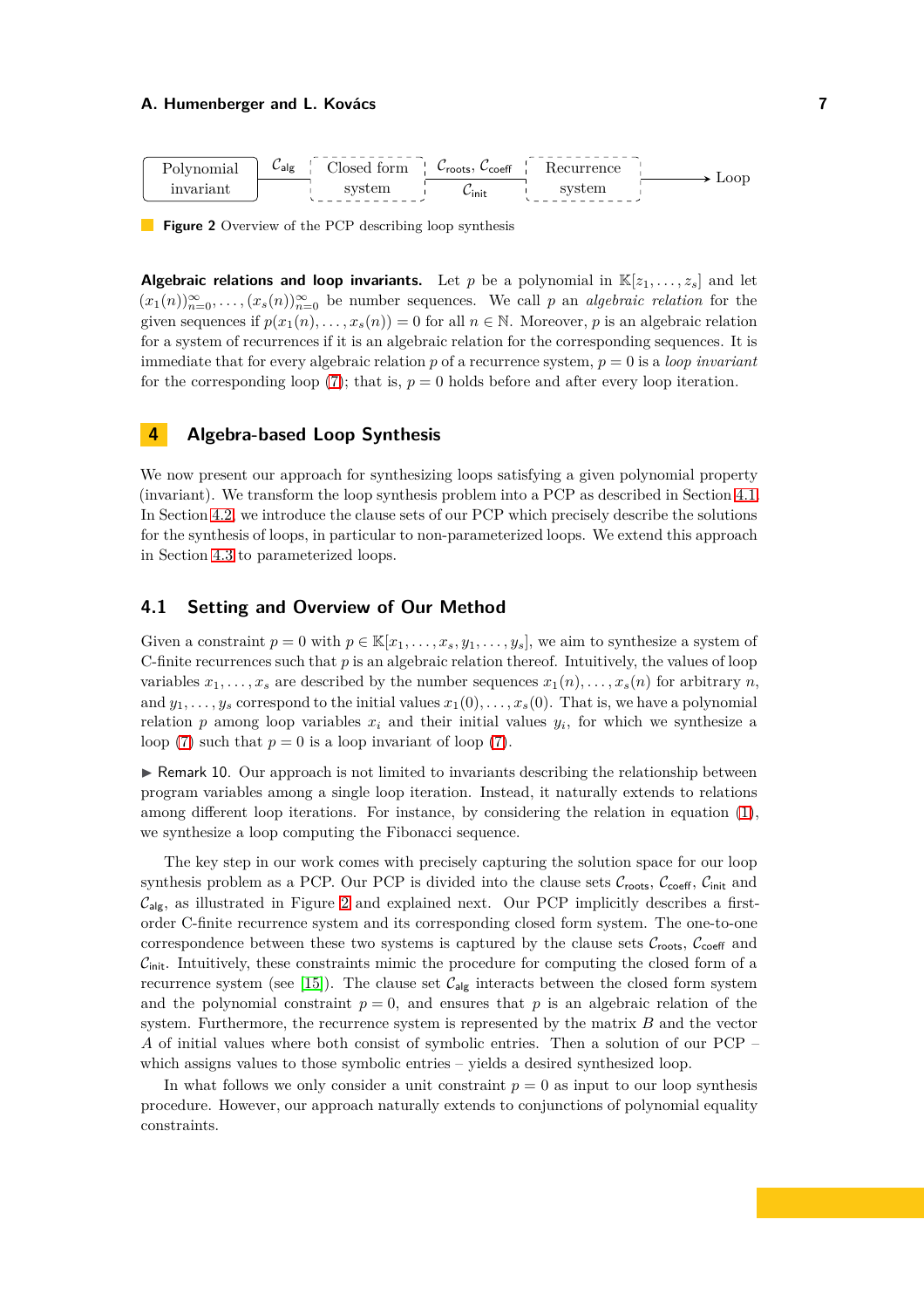Polynomial invariant —$\mathcal{C}_{\text{alg}}$— Closed form system —$\mathcal{C}_{\text{roots}}, \mathcal{C}_{\text{coeff}}$, $\mathcal{C}_{\text{init}}$— Recurrence system → Loop

**Figure 2** Overview of the PCP describing loop synthesis

**Algebraic relations and loop invariants.** Let $p$ be a polynomial in $\mathbb{K}[z_1, \dots, z_s]$ and let $(x_1(n))_{n=0}^{\infty}, \dots, (x_s(n))_{n=0}^{\infty}$ be number sequences. We call $p$ an *algebraic relation* for the given sequences if $p(x_1(n), \dots, x_s(n)) = 0$ for all $n \in \mathbb{N}$. Moreover, $p$ is an algebraic relation for a system of recurrences if it is an algebraic relation for the corresponding sequences. It is immediate that for every algebraic relation $p$ of a recurrence system, $p = 0$ is a *loop invariant* for the corresponding loop (7); that is, $p = 0$ holds before and after every loop iteration.

## 4 Algebra-based Loop Synthesis

We now present our approach for synthesizing loops satisfying a given polynomial property (invariant). We transform the loop synthesis problem into a PCP as described in Section 4.1. In Section 4.2, we introduce the clause sets of our PCP which precisely describe the solutions for the synthesis of loops, in particular to non-parameterized loops. We extend this approach in Section 4.3 to parameterized loops.

### 4.1 Setting and Overview of Our Method

Given a constraint $p = 0$ with $p \in \mathbb{K}[x_1, \dots, x_s, y_1, \dots, y_s]$, we aim to synthesize a system of C-finite recurrences such that $p$ is an algebraic relation thereof. Intuitively, the values of loop variables $x_1, \dots, x_s$ are described by the number sequences $x_1(n), \dots, x_s(n)$ for arbitrary $n$, and $y_1, \dots, y_s$ correspond to the initial values $x_1(0), \dots, x_s(0)$. That is, we have a polynomial relation $p$ among loop variables $x_i$ and their initial values $y_i$, for which we synthesize a loop (7) such that $p = 0$ is a loop invariant of loop (7).

▶ Remark 10. Our approach is not limited to invariants describing the relationship between program variables among a single loop iteration. Instead, it naturally extends to relations among different loop iterations. For instance, by considering the relation in equation (1), we synthesize a loop computing the Fibonacci sequence.

The key step in our work comes with precisely capturing the solution space for our loop synthesis problem as a PCP. Our PCP is divided into the clause sets $\mathcal{C}_{\text{roots}}$, $\mathcal{C}_{\text{coeff}}$, $\mathcal{C}_{\text{init}}$ and $\mathcal{C}_{\text{alg}}$, as illustrated in Figure 2 and explained next. Our PCP implicitly describes a first-order C-finite recurrence system and its corresponding closed form system. The one-to-one correspondence between these two systems is captured by the clause sets $\mathcal{C}_{\text{roots}}$, $\mathcal{C}_{\text{coeff}}$ and $\mathcal{C}_{\text{init}}$. Intuitively, these constraints mimic the procedure for computing the closed form of a recurrence system (see [15]). The clause set $\mathcal{C}_{\text{alg}}$ interacts between the closed form system and the polynomial constraint $p = 0$, and ensures that $p$ is an algebraic relation of the system. Furthermore, the recurrence system is represented by the matrix $B$ and the vector $A$ of initial values where both consist of symbolic entries. Then a solution of our PCP – which assigns values to those symbolic entries – yields a desired synthesized loop.

In what follows we only consider a unit constraint $p = 0$ as input to our loop synthesis procedure. However, our approach naturally extends to conjunctions of polynomial equality constraints.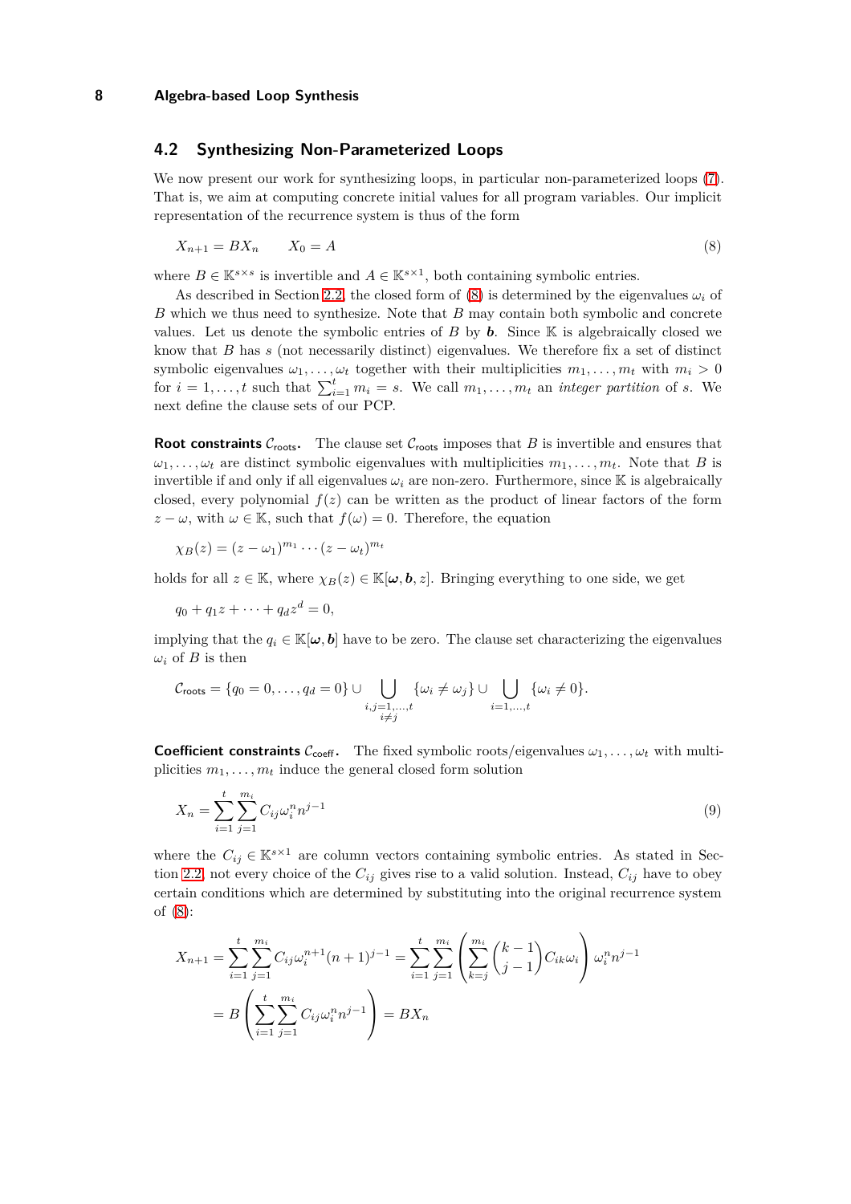## 4.2 Synthesizing Non-Parameterized Loops

We now present our work for synthesizing loops, in particular non-parameterized loops (7). That is, we aim at computing concrete initial values for all program variables. Our implicit representation of the recurrence system is thus of the form

$$X_{n+1} = BX_n \qquad X_0 = A \tag{8}$$

where $B \in \mathbb{K}^{s\times s}$ is invertible and $A \in \mathbb{K}^{s\times 1}$, both containing symbolic entries.

As described in Section 2.2, the closed form of (8) is determined by the eigenvalues $\omega_i$ of $B$ which we thus need to synthesize. Note that $B$ may contain both symbolic and concrete values. Let us denote the symbolic entries of $B$ by $\boldsymbol{b}$. Since $\mathbb{K}$ is algebraically closed we know that $B$ has $s$ (not necessarily distinct) eigenvalues. We therefore fix a set of distinct symbolic eigenvalues $\omega_1, \dots, \omega_t$ together with their multiplicities $m_1, \dots, m_t$ with $m_i > 0$ for $i = 1, \dots, t$ such that $\sum_{i=1}^{t} m_i = s$. We call $m_1, \dots, m_t$ an *integer partition* of $s$. We next define the clause sets of our PCP.

**Root constraints $\mathcal{C}_{\mathsf{roots}}$.** The clause set $\mathcal{C}_{\mathsf{roots}}$ imposes that $B$ is invertible and ensures that $\omega_1, \dots, \omega_t$ are distinct symbolic eigenvalues with multiplicities $m_1, \dots, m_t$. Note that $B$ is invertible if and only if all eigenvalues $\omega_i$ are non-zero. Furthermore, since $\mathbb{K}$ is algebraically closed, every polynomial $f(z)$ can be written as the product of linear factors of the form $z - \omega$, with $\omega \in \mathbb{K}$, such that $f(\omega) = 0$. Therefore, the equation

$$\chi_B(z) = (z - \omega_1)^{m_1} \cdots (z - \omega_t)^{m_t}$$

holds for all $z \in \mathbb{K}$, where $\chi_B(z) \in \mathbb{K}[\boldsymbol{\omega}, \boldsymbol{b}, z]$. Bringing everything to one side, we get

$$q_0 + q_1 z + \cdots + q_d z^d = 0,$$

implying that the $q_i \in \mathbb{K}[\boldsymbol{\omega}, \boldsymbol{b}]$ have to be zero. The clause set characterizing the eigenvalues $\omega_i$ of $B$ is then

$$\mathcal{C}_{\mathsf{roots}} = \{q_0 = 0, \dots, q_d = 0\} \cup \bigcup_{\substack{i,j=1,\dots,t \\ i\neq j}} \{\omega_i \neq \omega_j\} \cup \bigcup_{i=1,\dots,t} \{\omega_i \neq 0\}.$$

**Coefficient constraints $\mathcal{C}_{\mathsf{coeff}}$.** The fixed symbolic roots/eigenvalues $\omega_1, \dots, \omega_t$ with multiplicities $m_1, \dots, m_t$ induce the general closed form solution

$$X_n = \sum_{i=1}^{t} \sum_{j=1}^{m_i} C_{ij} \omega_i^n n^{j-1} \tag{9}$$

where the $C_{ij} \in \mathbb{K}^{s\times 1}$ are column vectors containing symbolic entries. As stated in Section 2.2, not every choice of the $C_{ij}$ gives rise to a valid solution. Instead, $C_{ij}$ have to obey certain conditions which are determined by substituting into the original recurrence system of (8):

$$\begin{aligned} X_{n+1} &= \sum_{i=1}^{t} \sum_{j=1}^{m_i} C_{ij} \omega_i^{n+1} (n+1)^{j-1} = \sum_{i=1}^{t} \sum_{j=1}^{m_i} \left( \sum_{k=j}^{m_i} \binom{k-1}{j-1} C_{ik} \omega_i \right) \omega_i^n n^{j-1} \\ &= B \left( \sum_{i=1}^{t} \sum_{j=1}^{m_i} C_{ij} \omega_i^n n^{j-1} \right) = BX_n \end{aligned}$$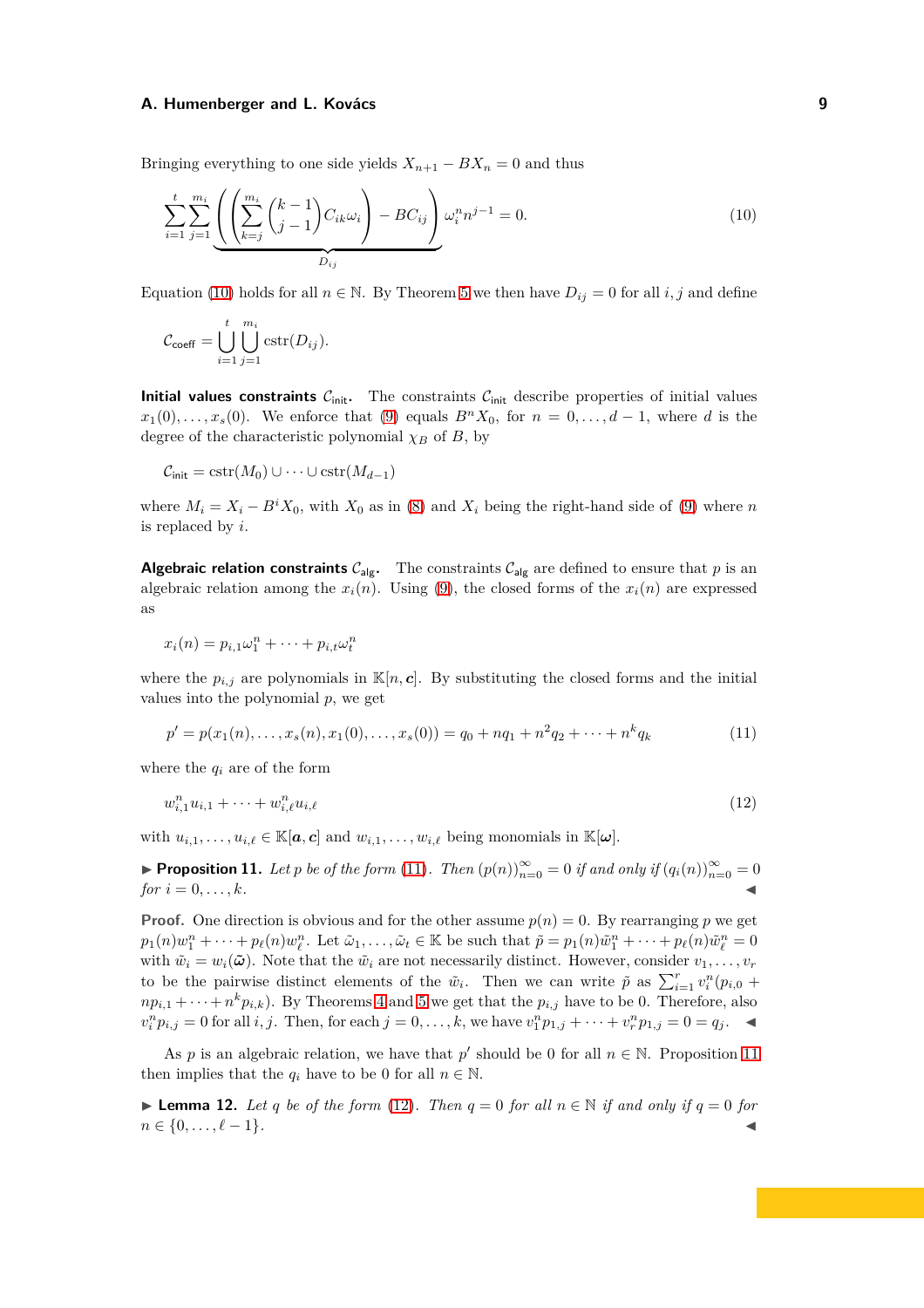Bringing everything to one side yields $X_{n+1} - BX_n = 0$ and thus

$$\sum_{i=1}^{t}\sum_{j=1}^{m_i} \underbrace{\left(\left(\sum_{k=j}^{m_i}\binom{k-1}{j-1}C_{ik}\omega_i\right) - BC_{ij}\right)}_{D_{ij}} \omega_i^n n^{j-1} = 0. \tag{10}$$

Equation (10) holds for all $n \in \mathbb{N}$. By Theorem 5 we then have $D_{ij} = 0$ for all $i, j$ and define

$$\mathcal{C}_{\mathsf{coeff}} = \bigcup_{i=1}^{t}\bigcup_{j=1}^{m_i} \operatorname{cstr}(D_{ij}).$$

**Initial values constraints $\mathcal{C}_{\mathsf{init}}$.** The constraints $\mathcal{C}_{\mathsf{init}}$ describe properties of initial values $x_1(0), \ldots, x_s(0)$. We enforce that (9) equals $B^n X_0$, for $n = 0, \ldots, d-1$, where $d$ is the degree of the characteristic polynomial $\chi_B$ of $B$, by

$$\mathcal{C}_{\mathsf{init}} = \operatorname{cstr}(M_0) \cup \cdots \cup \operatorname{cstr}(M_{d-1})$$

where $M_i = X_i - B^i X_0$, with $X_0$ as in (8) and $X_i$ being the right-hand side of (9) where $n$ is replaced by $i$.

**Algebraic relation constraints $\mathcal{C}_{\mathsf{alg}}$.** The constraints $\mathcal{C}_{\mathsf{alg}}$ are defined to ensure that $p$ is an algebraic relation among the $x_i(n)$. Using (9), the closed forms of the $x_i(n)$ are expressed as

$$x_i(n) = p_{i,1}\omega_1^n + \cdots + p_{i,t}\omega_t^n$$

where the $p_{i,j}$ are polynomials in $\mathbb{K}[n, \boldsymbol{c}]$. By substituting the closed forms and the initial values into the polynomial $p$, we get

$$p' = p(x_1(n), \ldots, x_s(n), x_1(0), \ldots, x_s(0)) = q_0 + nq_1 + n^2 q_2 + \cdots + n^k q_k \tag{11}$$

where the $q_i$ are of the form

$$w_{i,1}^n u_{i,1} + \cdots + w_{i,\ell}^n u_{i,\ell} \tag{12}$$

with $u_{i,1}, \ldots, u_{i,\ell} \in \mathbb{K}[\boldsymbol{a}, \boldsymbol{c}]$ and $w_{i,1}, \ldots, w_{i,\ell}$ being monomials in $\mathbb{K}[\boldsymbol{\omega}]$.

▶ **Proposition 11.** *Let $p$ be of the form (11). Then $(p(n))_{n=0}^{\infty} = 0$ if and only if $(q_i(n))_{n=0}^{\infty} = 0$ for $i = 0, \ldots, k$.* ◀

**Proof.** One direction is obvious and for the other assume $p(n) = 0$. By rearranging $p$ we get $p_1(n)w_1^n + \cdots + p_\ell(n)w_\ell^n$. Let $\tilde{\omega}_1, \ldots, \tilde{\omega}_t \in \mathbb{K}$ be such that $\tilde{p} = p_1(n)\tilde{w}_1^n + \cdots + p_\ell(n)\tilde{w}_\ell^n = 0$ with $\tilde{w}_i = w_i(\tilde{\boldsymbol{\omega}})$. Note that the $\tilde{w}_i$ are not necessarily distinct. However, consider $v_1, \ldots, v_r$ to be the pairwise distinct elements of the $\tilde{w}_i$. Then we can write $\tilde{p}$ as $\sum_{i=1}^{r} v_i^n(p_{i,0} + np_{i,1} + \cdots + n^k p_{i,k})$. By Theorems 4 and 5 we get that the $p_{i,j}$ have to be 0. Therefore, also $v_i^n p_{i,j} = 0$ for all $i, j$. Then, for each $j = 0, \ldots, k$, we have $v_1^n p_{1,j} + \cdots + v_r^n p_{1,j} = 0 = q_j$. ◀

As $p$ is an algebraic relation, we have that $p'$ should be 0 for all $n \in \mathbb{N}$. Proposition 11 then implies that the $q_i$ have to be 0 for all $n \in \mathbb{N}$.

▶ **Lemma 12.** *Let $q$ be of the form (12). Then $q = 0$ for all $n \in \mathbb{N}$ if and only if $q = 0$ for $n \in \{0, \ldots, \ell - 1\}$.* ◀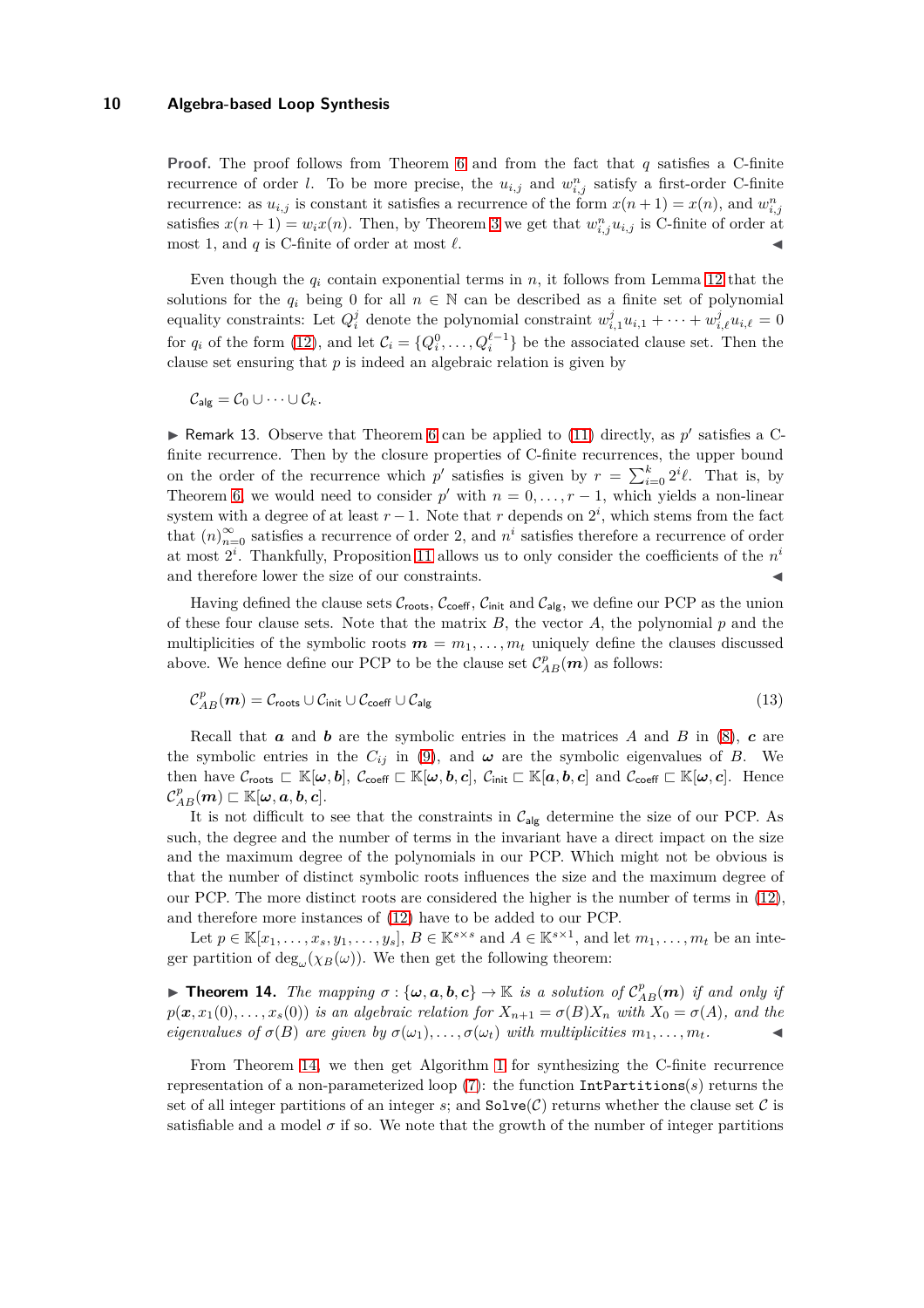**Proof.** The proof follows from Theorem 6 and from the fact that $q$ satisfies a C-finite recurrence of order $l$. To be more precise, the $u_{i,j}$ and $w_{i,j}^n$ satisfy a first-order C-finite recurrence: as $u_{i,j}$ is constant it satisfies a recurrence of the form $x(n+1) = x(n)$, and $w_{i,j}^n$ satisfies $x(n+1) = w_i x(n)$. Then, by Theorem 3 we get that $w_{i,j}^n u_{i,j}$ is C-finite of order at most 1, and $q$ is C-finite of order at most $\ell$. ◀

Even though the $q_i$ contain exponential terms in $n$, it follows from Lemma 12 that the solutions for the $q_i$ being 0 for all $n \in \mathbb{N}$ can be described as a finite set of polynomial equality constraints: Let $Q_i^j$ denote the polynomial constraint $w_{i,1}^j u_{i,1} + \cdots + w_{i,\ell}^j u_{i,\ell} = 0$ for $q_i$ of the form (12), and let $\mathcal{C}_i = \{Q_i^0, \ldots, Q_i^{\ell-1}\}$ be the associated clause set. Then the clause set ensuring that $p$ is indeed an algebraic relation is given by

$$\mathcal{C}_{\mathsf{alg}} = \mathcal{C}_0 \cup \cdots \cup \mathcal{C}_k.$$

▶ Remark 13. Observe that Theorem 6 can be applied to (11) directly, as $p'$ satisfies a C-finite recurrence. Then by the closure properties of C-finite recurrences, the upper bound on the order of the recurrence which $p'$ satisfies is given by $r = \sum_{i=0}^{k} 2^i \ell$. That is, by Theorem 6, we would need to consider $p'$ with $n = 0, \ldots, r-1$, which yields a non-linear system with a degree of at least $r-1$. Note that $r$ depends on $2^i$, which stems from the fact that $(n)_{n=0}^{\infty}$ satisfies a recurrence of order 2, and $n^i$ satisfies therefore a recurrence of order at most $2^i$. Thankfully, Proposition 11 allows us to only consider the coefficients of the $n^i$ and therefore lower the size of our constraints. ◀

Having defined the clause sets $\mathcal{C}_{\mathsf{roots}}$, $\mathcal{C}_{\mathsf{coeff}}$, $\mathcal{C}_{\mathsf{init}}$ and $\mathcal{C}_{\mathsf{alg}}$, we define our PCP as the union of these four clause sets. Note that the matrix $B$, the vector $A$, the polynomial $p$ and the multiplicities of the symbolic roots $\boldsymbol{m} = m_1, \ldots, m_t$ uniquely define the clauses discussed above. We hence define our PCP to be the clause set $\mathcal{C}_{AB}^p(\boldsymbol{m})$ as follows:

$$\mathcal{C}_{AB}^p(\boldsymbol{m}) = \mathcal{C}_{\mathsf{roots}} \cup \mathcal{C}_{\mathsf{init}} \cup \mathcal{C}_{\mathsf{coeff}} \cup \mathcal{C}_{\mathsf{alg}} \tag{13}$$

Recall that $\boldsymbol{a}$ and $\boldsymbol{b}$ are the symbolic entries in the matrices $A$ and $B$ in (8), $\boldsymbol{c}$ are the symbolic entries in the $C_{ij}$ in (9), and $\boldsymbol{\omega}$ are the symbolic eigenvalues of $B$. We then have $\mathcal{C}_{\mathsf{roots}} \sqsubset \mathbb{K}[\boldsymbol{\omega}, \boldsymbol{b}]$, $\mathcal{C}_{\mathsf{coeff}} \sqsubset \mathbb{K}[\boldsymbol{\omega}, \boldsymbol{b}, \boldsymbol{c}]$, $\mathcal{C}_{\mathsf{init}} \sqsubset \mathbb{K}[\boldsymbol{a}, \boldsymbol{b}, \boldsymbol{c}]$ and $\mathcal{C}_{\mathsf{coeff}} \sqsubset \mathbb{K}[\boldsymbol{\omega}, \boldsymbol{c}]$. Hence $\mathcal{C}_{AB}^p(\boldsymbol{m}) \sqsubset \mathbb{K}[\boldsymbol{\omega}, \boldsymbol{a}, \boldsymbol{b}, \boldsymbol{c}]$.

It is not difficult to see that the constraints in $\mathcal{C}_{\mathsf{alg}}$ determine the size of our PCP. As such, the degree and the number of terms in the invariant have a direct impact on the size and the maximum degree of the polynomials in our PCP. Which might not be obvious is that the number of distinct symbolic roots influences the size and the maximum degree of our PCP. The more distinct roots are considered the higher is the number of terms in (12), and therefore more instances of (12) have to be added to our PCP.

Let $p \in \mathbb{K}[x_1, \ldots, x_s, y_1, \ldots, y_s]$, $B \in \mathbb{K}^{s \times s}$ and $A \in \mathbb{K}^{s \times 1}$, and let $m_1, \ldots, m_t$ be an integer partition of $\deg_\omega(\chi_B(\omega))$. We then get the following theorem:

▶ **Theorem 14.** *The mapping $\sigma : \{\boldsymbol{\omega}, \boldsymbol{a}, \boldsymbol{b}, \boldsymbol{c}\} \to \mathbb{K}$ is a solution of $\mathcal{C}_{AB}^p(\boldsymbol{m})$ if and only if $p(\boldsymbol{x}, x_1(0), \ldots, x_s(0))$ is an algebraic relation for $X_{n+1} = \sigma(B)X_n$ with $X_0 = \sigma(A)$, and the eigenvalues of $\sigma(B)$ are given by $\sigma(\omega_1), \ldots, \sigma(\omega_t)$ with multiplicities $m_1, \ldots, m_t$.* ◀

From Theorem 14, we then get Algorithm 1 for synthesizing the C-finite recurrence representation of a non-parameterized loop (7): the function `IntPartitions`$(s)$ returns the set of all integer partitions of an integer $s$; and `Solve`$(\mathcal{C})$ returns whether the clause set $\mathcal{C}$ is satisfiable and a model $\sigma$ if so. We note that the growth of the number of integer partitions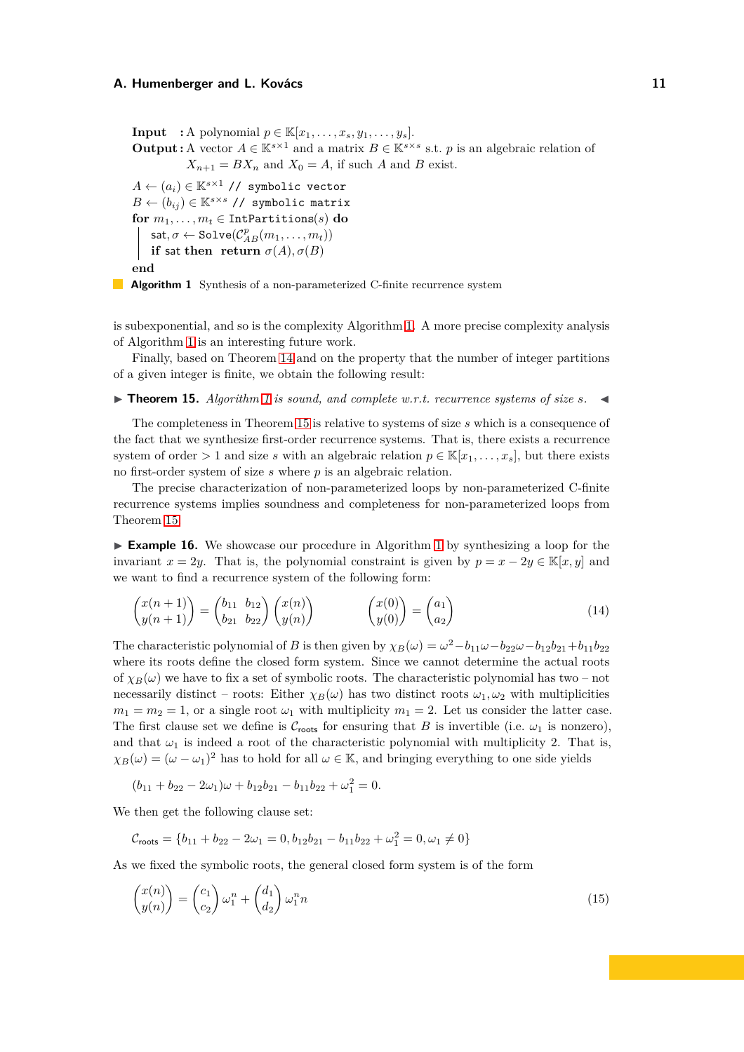**Input** : A polynomial $p \in \mathbb{K}[x_1, \dots, x_s, y_1, \dots, y_s]$.
**Output**: A vector $A \in \mathbb{K}^{s \times 1}$ and a matrix $B \in \mathbb{K}^{s \times s}$ s.t. $p$ is an algebraic relation of $X_{n+1} = BX_n$ and $X_0 = A$, if such $A$ and $B$ exist.

```
A ← (a_i) ∈ K^{s×1} // symbolic vector
B ← (b_ij) ∈ K^{s×s} // symbolic matrix
for m_1, ..., m_t ∈ IntPartitions(s) do
    sat, σ ← Solve(C^p_AB(m_1, ..., m_t))
    if sat then return σ(A), σ(B)
end
```

**Algorithm 1** Synthesis of a non-parameterized C-finite recurrence system

is subexponential, and so is the complexity Algorithm 1. A more precise complexity analysis of Algorithm 1 is an interesting future work.

Finally, based on Theorem 14 and on the property that the number of integer partitions of a given integer is finite, we obtain the following result:

▶ **Theorem 15.** *Algorithm 1 is sound, and complete w.r.t. recurrence systems of size $s$.* ◀

The completeness in Theorem 15 is relative to systems of size $s$ which is a consequence of the fact that we synthesize first-order recurrence systems. That is, there exists a recurrence system of order $> 1$ and size $s$ with an algebraic relation $p \in \mathbb{K}[x_1, \dots, x_s]$, but there exists no first-order system of size $s$ where $p$ is an algebraic relation.

The precise characterization of non-parameterized loops by non-parameterized C-finite recurrence systems implies soundness and completeness for non-parameterized loops from Theorem 15.

▶ **Example 16.** We showcase our procedure in Algorithm 1 by synthesizing a loop for the invariant $x = 2y$. That is, the polynomial constraint is given by $p = x - 2y \in \mathbb{K}[x, y]$ and we want to find a recurrence system of the following form:

$$\begin{pmatrix} x(n+1) \\ y(n+1) \end{pmatrix} = \begin{pmatrix} b_{11} & b_{12} \\ b_{21} & b_{22} \end{pmatrix} \begin{pmatrix} x(n) \\ y(n) \end{pmatrix} \qquad \begin{pmatrix} x(0) \\ y(0) \end{pmatrix} = \begin{pmatrix} a_1 \\ a_2 \end{pmatrix} \tag{14}$$

The characteristic polynomial of $B$ is then given by $\chi_B(\omega) = \omega^2 - b_{11}\omega - b_{22}\omega - b_{12}b_{21} + b_{11}b_{22}$ where its roots define the closed form system. Since we cannot determine the actual roots of $\chi_B(\omega)$ we have to fix a set of symbolic roots. The characteristic polynomial has two – not necessarily distinct – roots: Either $\chi_B(\omega)$ has two distinct roots $\omega_1, \omega_2$ with multiplicities $m_1 = m_2 = 1$, or a single root $\omega_1$ with multiplicity $m_1 = 2$. Let us consider the latter case. The first clause set we define is $\mathcal{C}_{\mathsf{roots}}$ for ensuring that $B$ is invertible (i.e. $\omega_1$ is nonzero), and that $\omega_1$ is indeed a root of the characteristic polynomial with multiplicity 2. That is, $\chi_B(\omega) = (\omega - \omega_1)^2$ has to hold for all $\omega \in \mathbb{K}$, and bringing everything to one side yields

$$(b_{11} + b_{22} - 2\omega_1)\omega + b_{12}b_{21} - b_{11}b_{22} + \omega_1^2 = 0.$$

We then get the following clause set:

$$\mathcal{C}_{\mathsf{roots}} = \{b_{11} + b_{22} - 2\omega_1 = 0, b_{12}b_{21} - b_{11}b_{22} + \omega_1^2 = 0, \omega_1 \neq 0\}$$

As we fixed the symbolic roots, the general closed form system is of the form

$$\begin{pmatrix} x(n) \\ y(n) \end{pmatrix} = \begin{pmatrix} c_1 \\ c_2 \end{pmatrix} \omega_1^n + \begin{pmatrix} d_1 \\ d_2 \end{pmatrix} \omega_1^n n \tag{15}$$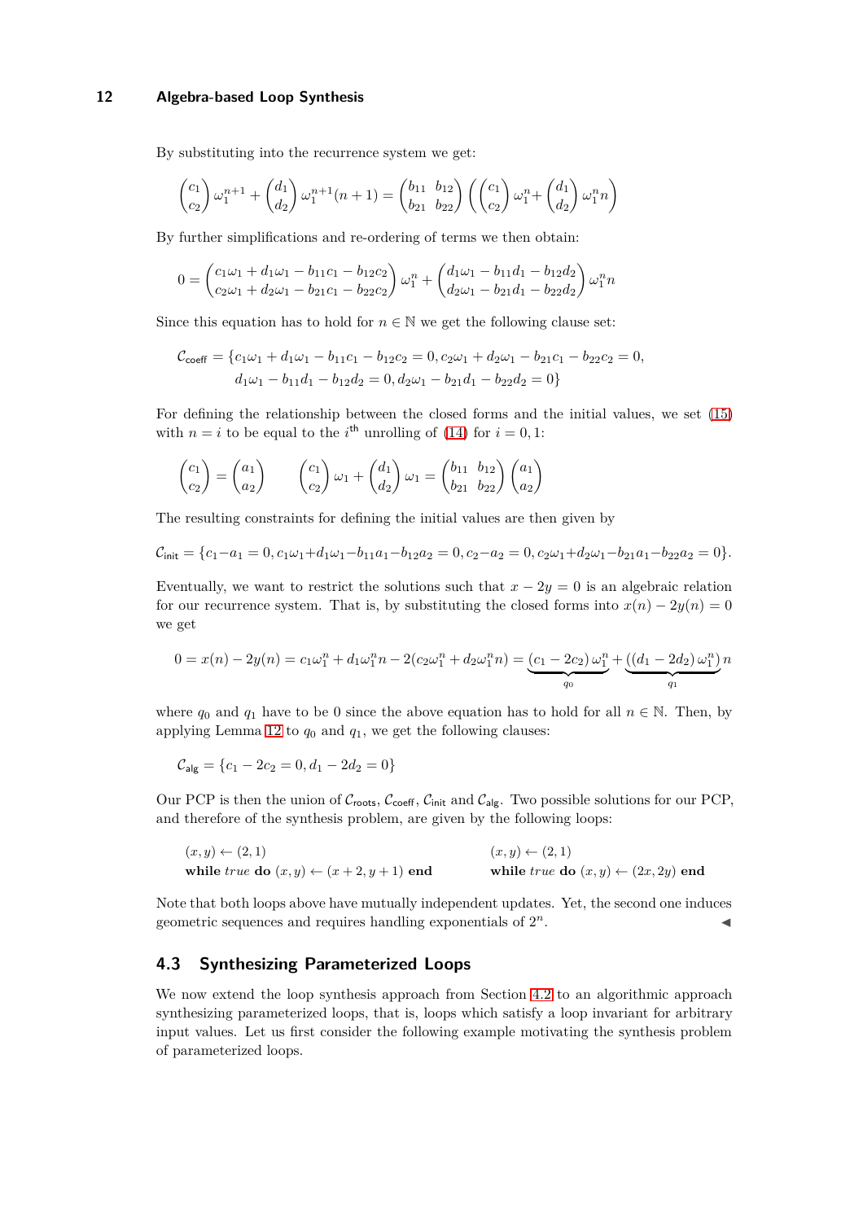By substituting into the recurrence system we get:

$$\begin{pmatrix} c_1 \\ c_2 \end{pmatrix} \omega_1^{n+1} + \begin{pmatrix} d_1 \\ d_2 \end{pmatrix} \omega_1^{n+1}(n+1) = \begin{pmatrix} b_{11} & b_{12} \\ b_{21} & b_{22} \end{pmatrix} \left( \begin{pmatrix} c_1 \\ c_2 \end{pmatrix} \omega_1^n + \begin{pmatrix} d_1 \\ d_2 \end{pmatrix} \omega_1^n n \right)$$

By further simplifications and re-ordering of terms we then obtain:

$$0 = \begin{pmatrix} c_1\omega_1 + d_1\omega_1 - b_{11}c_1 - b_{12}c_2 \\ c_2\omega_1 + d_2\omega_1 - b_{21}c_1 - b_{22}c_2 \end{pmatrix} \omega_1^n + \begin{pmatrix} d_1\omega_1 - b_{11}d_1 - b_{12}d_2 \\ d_2\omega_1 - b_{21}d_1 - b_{22}d_2 \end{pmatrix} \omega_1^n n$$

Since this equation has to hold for $n \in \mathbb{N}$ we get the following clause set:

$$\begin{aligned} \mathcal{C}_{\mathsf{coeff}} = \{ & c_1\omega_1 + d_1\omega_1 - b_{11}c_1 - b_{12}c_2 = 0, c_2\omega_1 + d_2\omega_1 - b_{21}c_1 - b_{22}c_2 = 0, \\ & d_1\omega_1 - b_{11}d_1 - b_{12}d_2 = 0, d_2\omega_1 - b_{21}d_1 - b_{22}d_2 = 0 \} \end{aligned}$$

For defining the relationship between the closed forms and the initial values, we set (15) with $n = i$ to be equal to the $i^{\text{th}}$ unrolling of (14) for $i = 0, 1$:

$$\begin{pmatrix} c_1 \\ c_2 \end{pmatrix} = \begin{pmatrix} a_1 \\ a_2 \end{pmatrix} \qquad \begin{pmatrix} c_1 \\ c_2 \end{pmatrix} \omega_1 + \begin{pmatrix} d_1 \\ d_2 \end{pmatrix} \omega_1 = \begin{pmatrix} b_{11} & b_{12} \\ b_{21} & b_{22} \end{pmatrix} \begin{pmatrix} a_1 \\ a_2 \end{pmatrix}$$

The resulting constraints for defining the initial values are then given by

$$\mathcal{C}_{\mathsf{init}} = \{c_1 - a_1 = 0, c_1\omega_1 + d_1\omega_1 - b_{11}a_1 - b_{12}a_2 = 0, c_2 - a_2 = 0, c_2\omega_1 + d_2\omega_1 - b_{21}a_1 - b_{22}a_2 = 0\}.$$

Eventually, we want to restrict the solutions such that $x - 2y = 0$ is an algebraic relation for our recurrence system. That is, by substituting the closed forms into $x(n) - 2y(n) = 0$ we get

$$0 = x(n) - 2y(n) = c_1\omega_1^n + d_1\omega_1^n n - 2(c_2\omega_1^n + d_2\omega_1^n n) = \underbrace{(c_1 - 2c_2)\,\omega_1^n}_{q_0} + \underbrace{((d_1 - 2d_2)\,\omega_1^n)}_{q_1} n$$

where $q_0$ and $q_1$ have to be 0 since the above equation has to hold for all $n \in \mathbb{N}$. Then, by applying Lemma 12 to $q_0$ and $q_1$, we get the following clauses:

$$\mathcal{C}_{\mathsf{alg}} = \{c_1 - 2c_2 = 0, d_1 - 2d_2 = 0\}$$

Our PCP is then the union of $\mathcal{C}_{\mathsf{roots}}$, $\mathcal{C}_{\mathsf{coeff}}$, $\mathcal{C}_{\mathsf{init}}$ and $\mathcal{C}_{\mathsf{alg}}$. Two possible solutions for our PCP, and therefore of the synthesis problem, are given by the following loops:

$(x, y) \leftarrow (2, 1)$
**while** *true* **do** $(x, y) \leftarrow (x + 2, y + 1)$ **end**

$(x, y) \leftarrow (2, 1)$
**while** *true* **do** $(x, y) \leftarrow (2x, 2y)$ **end**

Note that both loops above have mutually independent updates. Yet, the second one induces geometric sequences and requires handling exponentials of $2^n$. ◀

## 4.3 Synthesizing Parameterized Loops

We now extend the loop synthesis approach from Section 4.2 to an algorithmic approach synthesizing parameterized loops, that is, loops which satisfy a loop invariant for arbitrary input values. Let us first consider the following example motivating the synthesis problem of parameterized loops.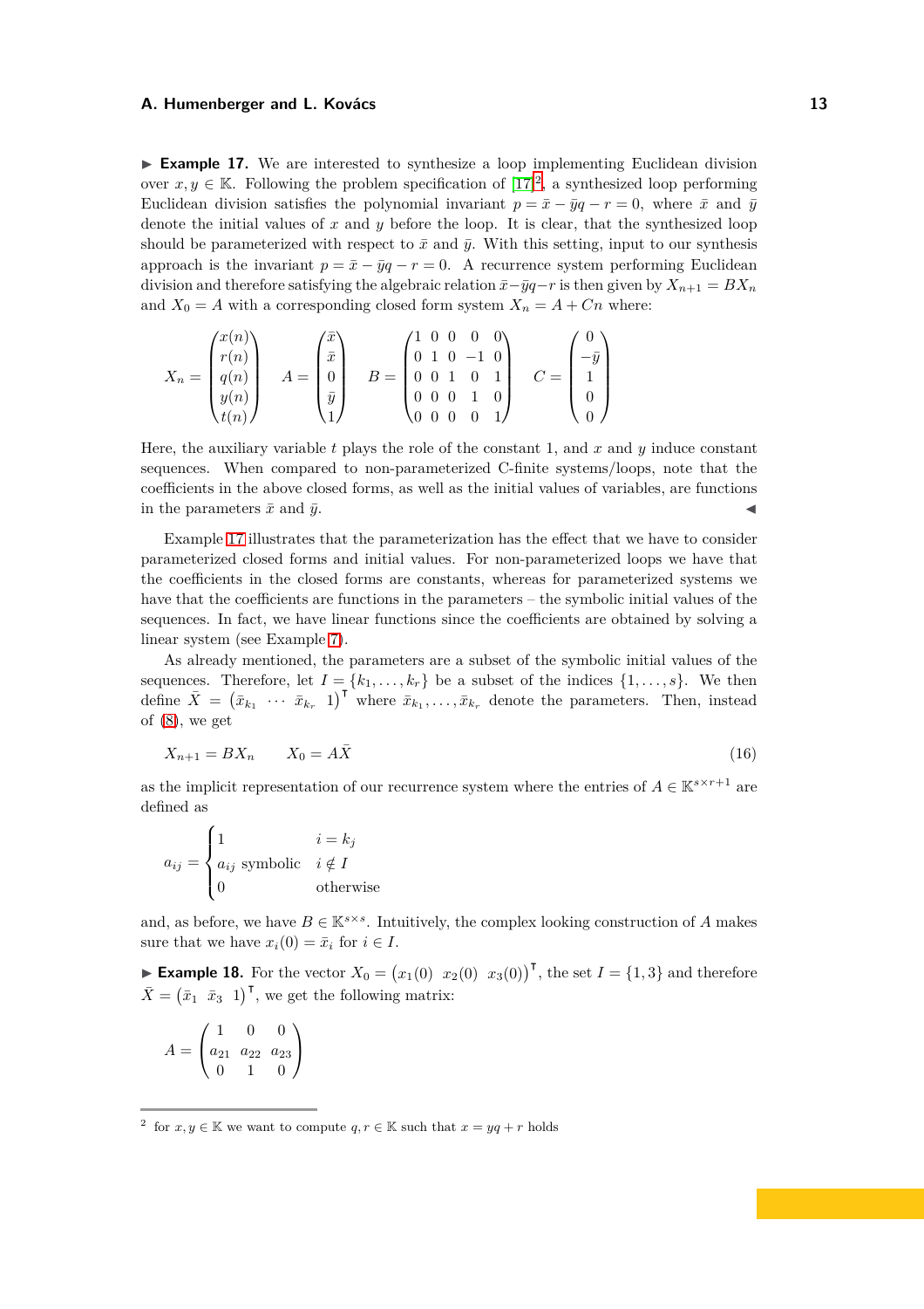▶ **Example 17.** We are interested to synthesize a loop implementing Euclidean division over $x, y \in \mathbb{K}$. Following the problem specification of [17][2], a synthesized loop performing Euclidean division satisfies the polynomial invariant $p = \bar{x} - \bar{y}q - r = 0$, where $\bar{x}$ and $\bar{y}$ denote the initial values of $x$ and $y$ before the loop. It is clear, that the synthesized loop should be parameterized with respect to $\bar{x}$ and $\bar{y}$. With this setting, input to our synthesis approach is the invariant $p = \bar{x} - \bar{y}q - r = 0$. A recurrence system performing Euclidean division and therefore satisfying the algebraic relation $\bar{x} - \bar{y}q - r$ is then given by $X_{n+1} = BX_n$ and $X_0 = A$ with a corresponding closed form system $X_n = A + Cn$ where:

$$X_n = \begin{pmatrix} x(n) \\ r(n) \\ q(n) \\ y(n) \\ t(n) \end{pmatrix} \qquad A = \begin{pmatrix} \bar{x} \\ \bar{x} \\ 0 \\ \bar{y} \\ 1 \end{pmatrix} \qquad B = \begin{pmatrix} 1 & 0 & 0 & 0 & 0 \\ 0 & 1 & 0 & -1 & 0 \\ 0 & 0 & 1 & 0 & 1 \\ 0 & 0 & 0 & 1 & 0 \\ 0 & 0 & 0 & 0 & 1 \end{pmatrix} \qquad C = \begin{pmatrix} 0 \\ -\bar{y} \\ 1 \\ 0 \\ 0 \end{pmatrix}$$

Here, the auxiliary variable $t$ plays the role of the constant 1, and $x$ and $y$ induce constant sequences. When compared to non-parameterized C-finite systems/loops, note that the coefficients in the above closed forms, as well as the initial values of variables, are functions in the parameters $\bar{x}$ and $\bar{y}$. ◀

Example 17 illustrates that the parameterization has the effect that we have to consider parameterized closed forms and initial values. For non-parameterized loops we have that the coefficients in the closed forms are constants, whereas for parameterized systems we have that the coefficients are functions in the parameters – the symbolic initial values of the sequences. In fact, we have linear functions since the coefficients are obtained by solving a linear system (see Example 7).

As already mentioned, the parameters are a subset of the symbolic initial values of the sequences. Therefore, let $I = \{k_1, \dots, k_r\}$ be a subset of the indices $\{1, \dots, s\}$. We then define $\bar{X} = \begin{pmatrix} \bar{x}_{k_1} & \cdots & \bar{x}_{k_r} & 1 \end{pmatrix}^\intercal$ where $\bar{x}_{k_1}, \dots, \bar{x}_{k_r}$ denote the parameters. Then, instead of (8), we get

$$X_{n+1} = BX_n \qquad X_0 = A\bar{X} \tag{16}$$

as the implicit representation of our recurrence system where the entries of $A \in \mathbb{K}^{s \times r+1}$ are defined as

$$a_{ij} = \begin{cases} 1 & i = k_j \\ a_{ij} \text{ symbolic} & i \notin I \\ 0 & \text{otherwise} \end{cases}$$

and, as before, we have $B \in \mathbb{K}^{s \times s}$. Intuitively, the complex looking construction of $A$ makes sure that we have $x_i(0) = \bar{x}_i$ for $i \in I$.

▶ **Example 18.** For the vector $X_0 = \begin{pmatrix} x_1(0) & x_2(0) & x_3(0) \end{pmatrix}^\intercal$, the set $I = \{1, 3\}$ and therefore $\bar{X} = \begin{pmatrix} \bar{x}_1 & \bar{x}_3 & 1 \end{pmatrix}^\intercal$, we get the following matrix:

$$A = \begin{pmatrix} 1 & 0 & 0 \\ a_{21} & a_{22} & a_{23} \\ 0 & 1 & 0 \end{pmatrix}$$

---

[2] for $x, y \in \mathbb{K}$ we want to compute $q, r \in \mathbb{K}$ such that $x = yq + r$ holds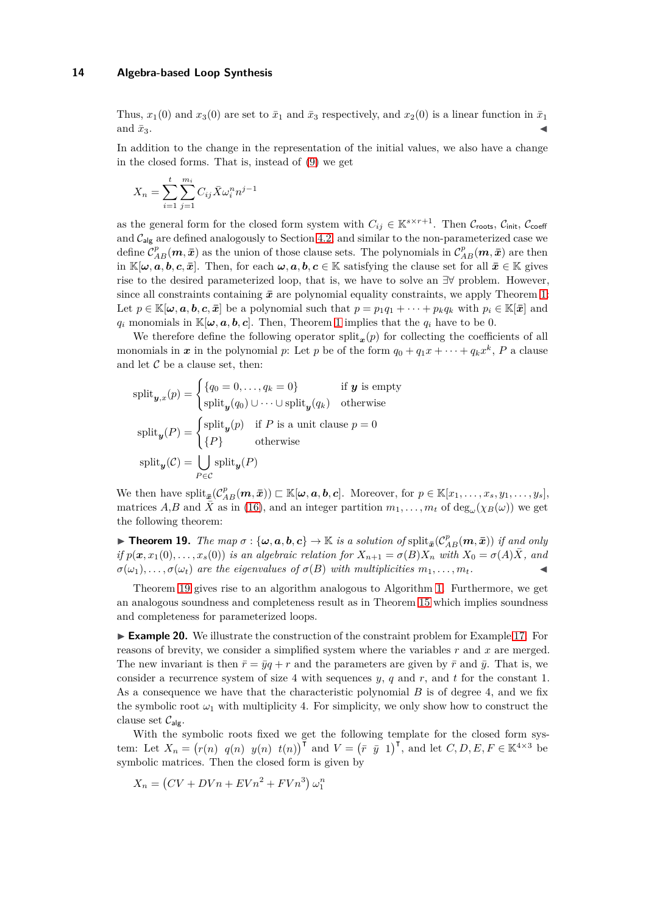Thus, $x_1(0)$ and $x_3(0)$ are set to $\bar{x}_1$ and $\bar{x}_3$ respectively, and $x_2(0)$ is a linear function in $\bar{x}_1$ and $\bar{x}_3$. ◀

In addition to the change in the representation of the initial values, we also have a change in the closed forms. That is, instead of (9) we get

$$X_n = \sum_{i=1}^{t} \sum_{j=1}^{m_i} C_{ij} \bar{X} \omega_i^n n^{j-1}$$

as the general form for the closed form system with $C_{ij} \in \mathbb{K}^{s \times r+1}$. Then $\mathcal{C}_{\mathsf{roots}}$, $\mathcal{C}_{\mathsf{init}}$, $\mathcal{C}_{\mathsf{coeff}}$ and $\mathcal{C}_{\mathsf{alg}}$ are defined analogously to Section 4.2 and similar to the non-parameterized case we define $\mathcal{C}_{AB}^{p}(\boldsymbol{m}, \bar{\boldsymbol{x}})$ as the union of those clause sets. The polynomials in $\mathcal{C}_{AB}^{p}(\boldsymbol{m}, \bar{\boldsymbol{x}})$ are then in $\mathbb{K}[\boldsymbol{\omega}, \boldsymbol{a}, \boldsymbol{b}, \boldsymbol{c}, \bar{\boldsymbol{x}}]$. Then, for each $\boldsymbol{\omega}, \boldsymbol{a}, \boldsymbol{b}, \boldsymbol{c} \in \mathbb{K}$ satisfying the clause set for all $\bar{\boldsymbol{x}} \in \mathbb{K}$ gives rise to the desired parameterized loop, that is, we have to solve an $\exists\forall$ problem. However, since all constraints containing $\bar{\boldsymbol{x}}$ are polynomial equality constraints, we apply Theorem 1: Let $p \in \mathbb{K}[\boldsymbol{\omega}, \boldsymbol{a}, \boldsymbol{b}, \boldsymbol{c}, \bar{\boldsymbol{x}}]$ be a polynomial such that $p = p_1 q_1 + \cdots + p_k q_k$ with $p_i \in \mathbb{K}[\bar{\boldsymbol{x}}]$ and $q_i$ monomials in $\mathbb{K}[\boldsymbol{\omega}, \boldsymbol{a}, \boldsymbol{b}, \boldsymbol{c}]$. Then, Theorem 1 implies that the $q_i$ have to be 0.

We therefore define the following operator $\operatorname{split}_{\boldsymbol{x}}(p)$ for collecting the coefficients of all monomials in $\boldsymbol{x}$ in the polynomial $p$: Let $p$ be of the form $q_0 + q_1 x + \cdots + q_k x^k$, $P$ a clause and let $\mathcal{C}$ be a clause set, then:

$$\operatorname{split}_{\boldsymbol{y},x}(p) = \begin{cases} \{q_0 = 0, \ldots, q_k = 0\} & \text{if } \boldsymbol{y} \text{ is empty} \\ \operatorname{split}_{\boldsymbol{y}}(q_0) \cup \cdots \cup \operatorname{split}_{\boldsymbol{y}}(q_k) & \text{otherwise} \end{cases}$$

$$\operatorname{split}_{\boldsymbol{y}}(P) = \begin{cases} \operatorname{split}_{\boldsymbol{y}}(p) & \text{if } P \text{ is a unit clause } p = 0 \\ \{P\} & \text{otherwise} \end{cases}$$

$$\operatorname{split}_{\boldsymbol{y}}(\mathcal{C}) = \bigcup_{P \in \mathcal{C}} \operatorname{split}_{\boldsymbol{y}}(P)$$

We then have $\operatorname{split}_{\bar{\boldsymbol{x}}}(\mathcal{C}_{AB}^{p}(\boldsymbol{m}, \bar{\boldsymbol{x}})) \sqsubset \mathbb{K}[\boldsymbol{\omega}, \boldsymbol{a}, \boldsymbol{b}, \boldsymbol{c}]$. Moreover, for $p \in \mathbb{K}[x_1, \ldots, x_s, y_1, \ldots, y_s]$, matrices $A$,$B$ and $\bar{X}$ as in (16), and an integer partition $m_1, \ldots, m_t$ of $\deg_\omega(\chi_B(\omega))$ we get the following theorem:

▶ **Theorem 19.** *The map $\sigma : \{\boldsymbol{\omega}, \boldsymbol{a}, \boldsymbol{b}, \boldsymbol{c}\} \to \mathbb{K}$ is a solution of $\operatorname{split}_{\bar{\boldsymbol{x}}}(\mathcal{C}_{AB}^{p}(\boldsymbol{m}, \bar{\boldsymbol{x}}))$ if and only if $p(\boldsymbol{x}, x_1(0), \ldots, x_s(0))$ is an algebraic relation for $X_{n+1} = \sigma(B) X_n$ with $X_0 = \sigma(A)\bar{X}$, and $\sigma(\omega_1), \ldots, \sigma(\omega_t)$ are the eigenvalues of $\sigma(B)$ with multiplicities $m_1, \ldots, m_t$.* ◀

Theorem 19 gives rise to an algorithm analogous to Algorithm 1. Furthermore, we get an analogous soundness and completeness result as in Theorem 15 which implies soundness and completeness for parameterized loops.

▶ **Example 20.** We illustrate the construction of the constraint problem for Example 17. For reasons of brevity, we consider a simplified system where the variables $r$ and $x$ are merged. The new invariant is then $\bar{r} = \bar{y}q + r$ and the parameters are given by $\bar{r}$ and $\bar{y}$. That is, we consider a recurrence system of size 4 with sequences $y$, $q$ and $r$, and $t$ for the constant 1. As a consequence we have that the characteristic polynomial $B$ is of degree 4, and we fix the symbolic root $\omega_1$ with multiplicity 4. For simplicity, we only show how to construct the clause set $\mathcal{C}_{\mathsf{alg}}$.

With the symbolic roots fixed we get the following template for the closed form system: Let $X_n = \begin{pmatrix} r(n) & q(n) & y(n) & t(n) \end{pmatrix}^{\intercal}$ and $V = \begin{pmatrix} \bar{r} & \bar{y} & 1 \end{pmatrix}^{\intercal}$, and let $C, D, E, F \in \mathbb{K}^{4 \times 3}$ be symbolic matrices. Then the closed form is given by

$$X_n = \left(CV + DVn + EVn^2 + FVn^3\right) \omega_1^n$$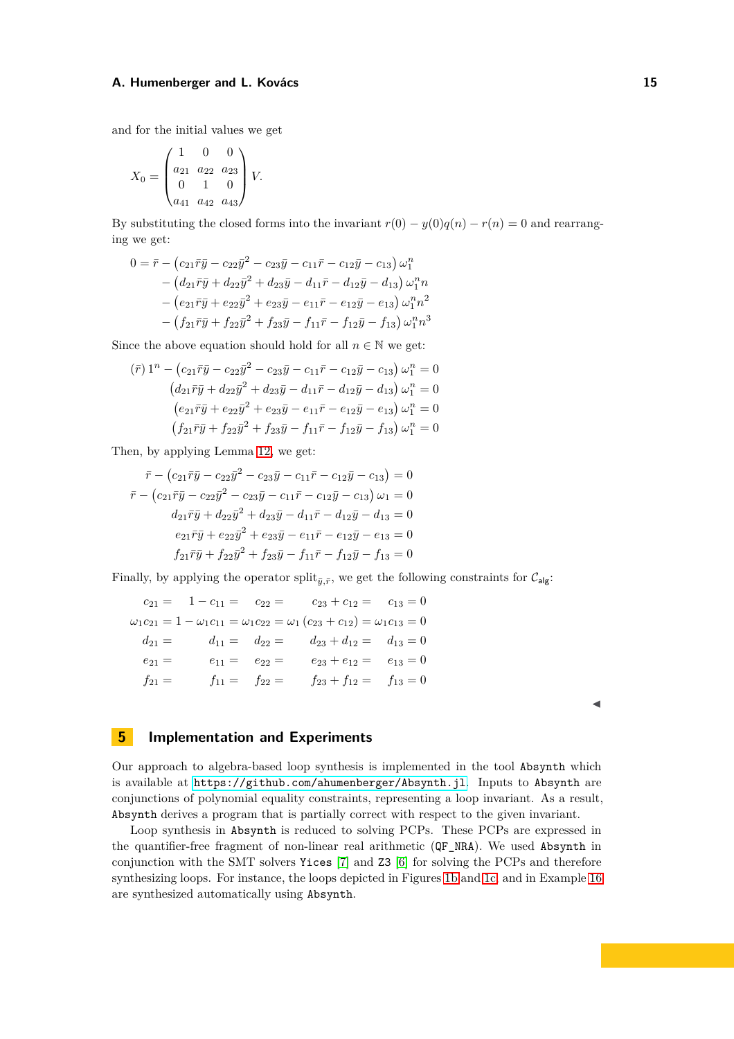and for the initial values we get

$$X_0 = \begin{pmatrix} 1 & 0 & 0 \\ a_{21} & a_{22} & a_{23} \\ 0 & 1 & 0 \\ a_{41} & a_{42} & a_{43} \end{pmatrix} V.$$

By substituting the closed forms into the invariant $r(0) - y(0)q(n) - r(n) = 0$ and rearranging we get:

$$\begin{aligned} 0 = \bar{r} &- \left(c_{21}\bar{r}\bar{y} - c_{22}\bar{y}^2 - c_{23}\bar{y} - c_{11}\bar{r} - c_{12}\bar{y} - c_{13}\right)\omega_1^n \\ &- \left(d_{21}\bar{r}\bar{y} + d_{22}\bar{y}^2 + d_{23}\bar{y} - d_{11}\bar{r} - d_{12}\bar{y} - d_{13}\right)\omega_1^n n \\ &- \left(e_{21}\bar{r}\bar{y} + e_{22}\bar{y}^2 + e_{23}\bar{y} - e_{11}\bar{r} - e_{12}\bar{y} - e_{13}\right)\omega_1^n n^2 \\ &- \left(f_{21}\bar{r}\bar{y} + f_{22}\bar{y}^2 + f_{23}\bar{y} - f_{11}\bar{r} - f_{12}\bar{y} - f_{13}\right)\omega_1^n n^3 \end{aligned}$$

Since the above equation should hold for all $n \in \mathbb{N}$ we get:

$$\begin{aligned} (\bar{r})\,1^n - \left(c_{21}\bar{r}\bar{y} - c_{22}\bar{y}^2 - c_{23}\bar{y} - c_{11}\bar{r} - c_{12}\bar{y} - c_{13}\right)\omega_1^n &= 0 \\ \left(d_{21}\bar{r}\bar{y} + d_{22}\bar{y}^2 + d_{23}\bar{y} - d_{11}\bar{r} - d_{12}\bar{y} - d_{13}\right)\omega_1^n &= 0 \\ \left(e_{21}\bar{r}\bar{y} + e_{22}\bar{y}^2 + e_{23}\bar{y} - e_{11}\bar{r} - e_{12}\bar{y} - e_{13}\right)\omega_1^n &= 0 \\ \left(f_{21}\bar{r}\bar{y} + f_{22}\bar{y}^2 + f_{23}\bar{y} - f_{11}\bar{r} - f_{12}\bar{y} - f_{13}\right)\omega_1^n &= 0 \end{aligned}$$

Then, by applying Lemma 12, we get:

$$\begin{aligned} \bar{r} - \left(c_{21}\bar{r}\bar{y} - c_{22}\bar{y}^2 - c_{23}\bar{y} - c_{11}\bar{r} - c_{12}\bar{y} - c_{13}\right) &= 0 \\ \bar{r} - \left(c_{21}\bar{r}\bar{y} - c_{22}\bar{y}^2 - c_{23}\bar{y} - c_{11}\bar{r} - c_{12}\bar{y} - c_{13}\right)\omega_1 &= 0 \\ d_{21}\bar{r}\bar{y} + d_{22}\bar{y}^2 + d_{23}\bar{y} - d_{11}\bar{r} - d_{12}\bar{y} - d_{13} &= 0 \\ e_{21}\bar{r}\bar{y} + e_{22}\bar{y}^2 + e_{23}\bar{y} - e_{11}\bar{r} - e_{12}\bar{y} - e_{13} &= 0 \\ f_{21}\bar{r}\bar{y} + f_{22}\bar{y}^2 + f_{23}\bar{y} - f_{11}\bar{r} - f_{12}\bar{y} - f_{13} &= 0 \end{aligned}$$

Finally, by applying the operator $\text{split}_{\bar{y},\bar{r}}$, we get the following constraints for $\mathcal{C}_{\mathsf{alg}}$:

$$\begin{aligned} c_{21} = \quad 1 - c_{11} = \quad c_{22} = \quad c_{23} + c_{12} = \quad c_{13} &= 0 \\ \omega_1 c_{21} = 1 - \omega_1 c_{11} = \omega_1 c_{22} = \omega_1\left(c_{23} + c_{12}\right) = \omega_1 c_{13} &= 0 \\ d_{21} = \quad d_{11} = \quad d_{22} = \quad d_{23} + d_{12} = \quad d_{13} &= 0 \\ e_{21} = \quad e_{11} = \quad e_{22} = \quad e_{23} + e_{12} = \quad e_{13} &= 0 \\ f_{21} = \quad f_{11} = \quad f_{22} = \quad f_{23} + f_{12} = \quad f_{13} &= 0 \end{aligned}$$

◀

## 5 Implementation and Experiments

Our approach to algebra-based loop synthesis is implemented in the tool `Absynth` which is available at https://github.com/ahumenberger/Absynth.jl. Inputs to `Absynth` are conjunctions of polynomial equality constraints, representing a loop invariant. As a result, `Absynth` derives a program that is partially correct with respect to the given invariant.

Loop synthesis in `Absynth` is reduced to solving PCPs. These PCPs are expressed in the quantifier-free fragment of non-linear real arithmetic (`QF_NRA`). We used `Absynth` in conjunction with the SMT solvers `Yices` [7] and `Z3` [6] for solving the PCPs and therefore synthesizing loops. For instance, the loops depicted in Figures 1b and 1c, and in Example 16 are synthesized automatically using `Absynth`.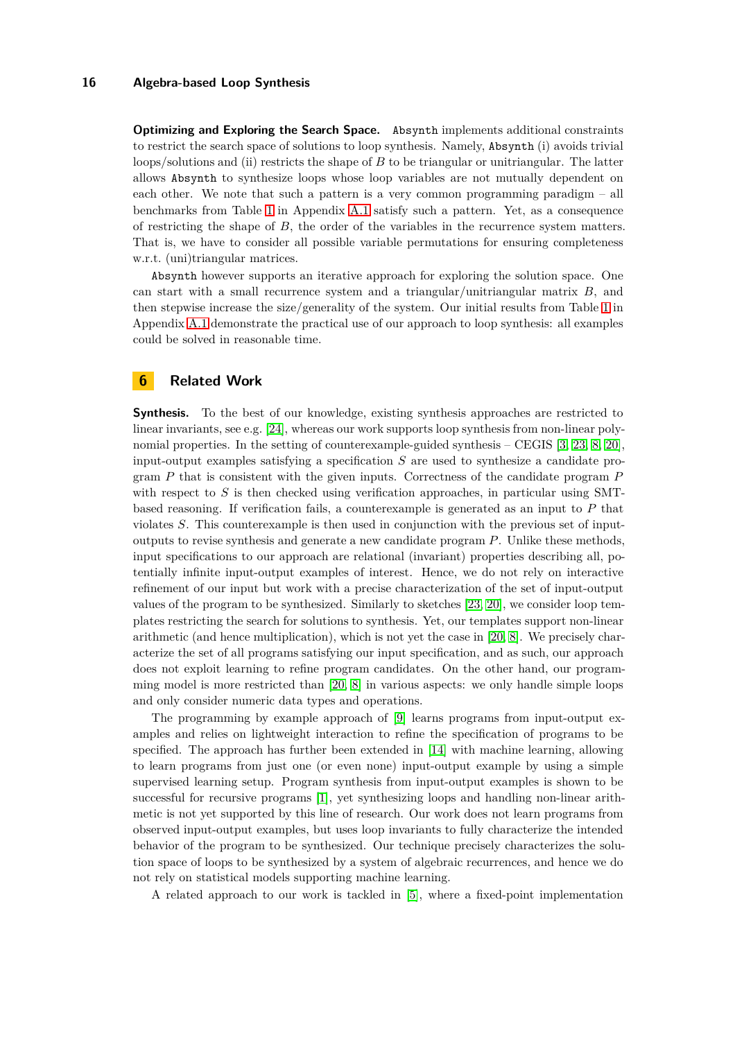**Optimizing and Exploring the Search Space.** Absynth implements additional constraints to restrict the search space of solutions to loop synthesis. Namely, Absynth (i) avoids trivial loops/solutions and (ii) restricts the shape of $B$ to be triangular or unitriangular. The latter allows Absynth to synthesize loops whose loop variables are not mutually dependent on each other. We note that such a pattern is a very common programming paradigm – all benchmarks from Table 1 in Appendix A.1 satisfy such a pattern. Yet, as a consequence of restricting the shape of $B$, the order of the variables in the recurrence system matters. That is, we have to consider all possible variable permutations for ensuring completeness w.r.t. (uni)triangular matrices.

Absynth however supports an iterative approach for exploring the solution space. One can start with a small recurrence system and a triangular/unitriangular matrix $B$, and then stepwise increase the size/generality of the system. Our initial results from Table 1 in Appendix A.1 demonstrate the practical use of our approach to loop synthesis: all examples could be solved in reasonable time.

## 6 Related Work

**Synthesis.** To the best of our knowledge, existing synthesis approaches are restricted to linear invariants, see e.g. [24], whereas our work supports loop synthesis from non-linear polynomial properties. In the setting of counterexample-guided synthesis – CEGIS [3, 23, 8, 20], input-output examples satisfying a specification $S$ are used to synthesize a candidate program $P$ that is consistent with the given inputs. Correctness of the candidate program $P$ with respect to $S$ is then checked using verification approaches, in particular using SMT-based reasoning. If verification fails, a counterexample is generated as an input to $P$ that violates $S$. This counterexample is then used in conjunction with the previous set of input-outputs to revise synthesis and generate a new candidate program $P$. Unlike these methods, input specifications to our approach are relational (invariant) properties describing all, potentially infinite input-output examples of interest. Hence, we do not rely on interactive refinement of our input but work with a precise characterization of the set of input-output values of the program to be synthesized. Similarly to sketches [23, 20], we consider loop templates restricting the search for solutions to synthesis. Yet, our templates support non-linear arithmetic (and hence multiplication), which is not yet the case in [20, 8]. We precisely characterize the set of all programs satisfying our input specification, and as such, our approach does not exploit learning to refine program candidates. On the other hand, our programming model is more restricted than [20, 8] in various aspects: we only handle simple loops and only consider numeric data types and operations.

The programming by example approach of [9] learns programs from input-output examples and relies on lightweight interaction to refine the specification of programs to be specified. The approach has further been extended in [14] with machine learning, allowing to learn programs from just one (or even none) input-output example by using a simple supervised learning setup. Program synthesis from input-output examples is shown to be successful for recursive programs [1], yet synthesizing loops and handling non-linear arithmetic is not yet supported by this line of research. Our work does not learn programs from observed input-output examples, but uses loop invariants to fully characterize the intended behavior of the program to be synthesized. Our technique precisely characterizes the solution space of loops to be synthesized by a system of algebraic recurrences, and hence we do not rely on statistical models supporting machine learning.

A related approach to our work is tackled in [5], where a fixed-point implementation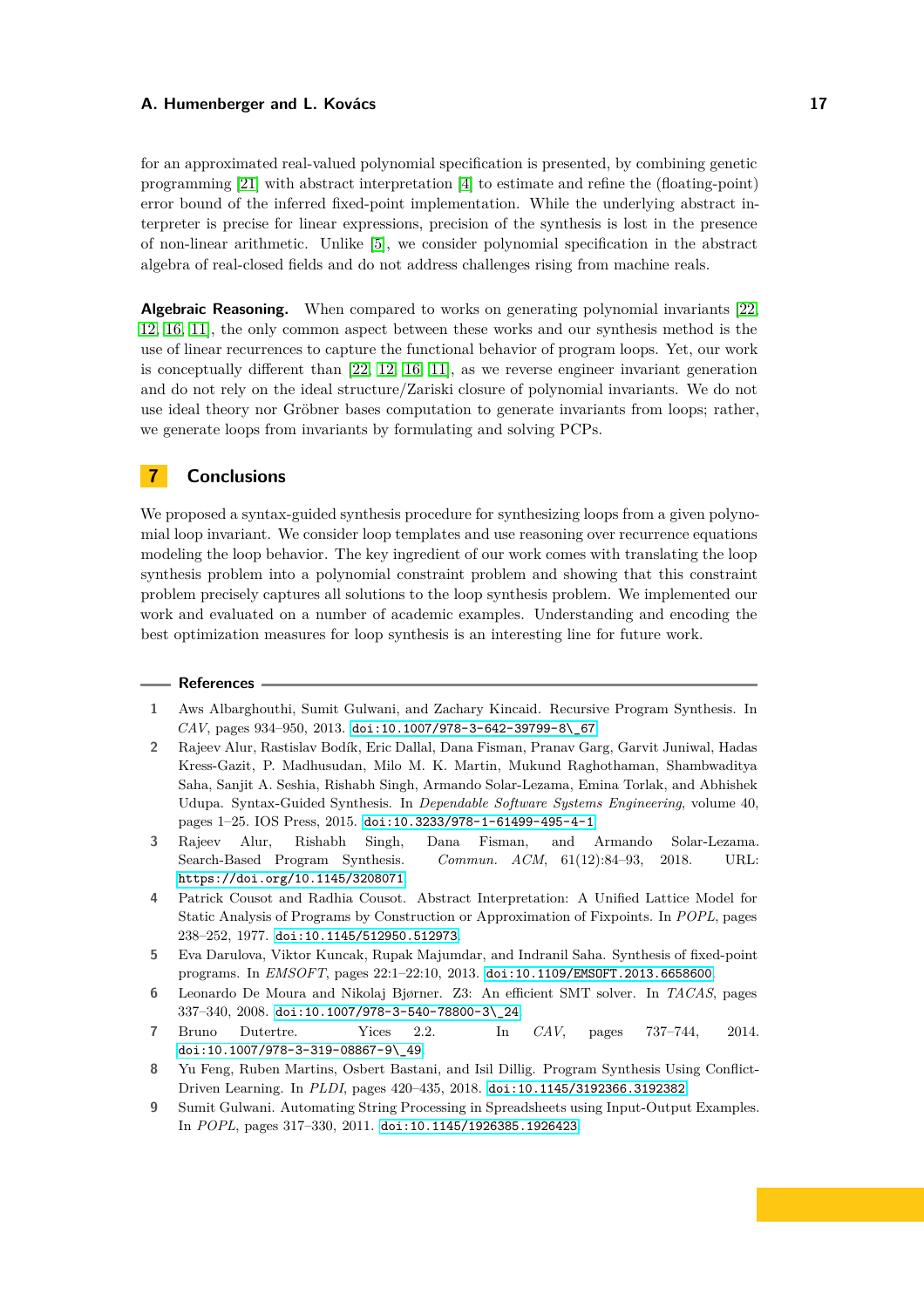for an approximated real-valued polynomial specification is presented, by combining genetic programming [21] with abstract interpretation [4] to estimate and refine the (floating-point) error bound of the inferred fixed-point implementation. While the underlying abstract interpreter is precise for linear expressions, precision of the synthesis is lost in the presence of non-linear arithmetic. Unlike [5], we consider polynomial specification in the abstract algebra of real-closed fields and do not address challenges rising from machine reals.

**Algebraic Reasoning.** When compared to works on generating polynomial invariants [22, 12, 16, 11], the only common aspect between these works and our synthesis method is the use of linear recurrences to capture the functional behavior of program loops. Yet, our work is conceptually different than [22, 12, 16, 11], as we reverse engineer invariant generation and do not rely on the ideal structure/Zariski closure of polynomial invariants. We do not use ideal theory nor Gröbner bases computation to generate invariants from loops; rather, we generate loops from invariants by formulating and solving PCPs.

## 7 Conclusions

We proposed a syntax-guided synthesis procedure for synthesizing loops from a given polynomial loop invariant. We consider loop templates and use reasoning over recurrence equations modeling the loop behavior. The key ingredient of our work comes with translating the loop synthesis problem into a polynomial constraint problem and showing that this constraint problem precisely captures all solutions to the loop synthesis problem. We implemented our work and evaluated on a number of academic examples. Understanding and encoding the best optimization measures for loop synthesis is an interesting line for future work.

## References

1. Aws Albarghouthi, Sumit Gulwani, and Zachary Kincaid. Recursive Program Synthesis. In *CAV*, pages 934–950, 2013. doi:10.1007/978-3-642-39799-8\_67.
2. Rajeev Alur, Rastislav Bodík, Eric Dallal, Dana Fisman, Pranav Garg, Garvit Juniwal, Hadas Kress-Gazit, P. Madhusudan, Milo M. K. Martin, Mukund Raghothaman, Shambwaditya Saha, Sanjit A. Seshia, Rishabh Singh, Armando Solar-Lezama, Emina Torlak, and Abhishek Udupa. Syntax-Guided Synthesis. In *Dependable Software Systems Engineering*, volume 40, pages 1–25. IOS Press, 2015. doi:10.3233/978-1-61499-495-4-1.
3. Rajeev Alur, Rishabh Singh, Dana Fisman, and Armando Solar-Lezama. Search-Based Program Synthesis. *Commun. ACM*, 61(12):84–93, 2018. URL: https://doi.org/10.1145/3208071.
4. Patrick Cousot and Radhia Cousot. Abstract Interpretation: A Unified Lattice Model for Static Analysis of Programs by Construction or Approximation of Fixpoints. In *POPL*, pages 238–252, 1977. doi:10.1145/512950.512973.
5. Eva Darulova, Viktor Kuncak, Rupak Majumdar, and Indranil Saha. Synthesis of fixed-point programs. In *EMSOFT*, pages 22:1–22:10, 2013. doi:10.1109/EMSOFT.2013.6658600.
6. Leonardo De Moura and Nikolaj Bjørner. Z3: An efficient SMT solver. In *TACAS*, pages 337–340, 2008. doi:10.1007/978-3-540-78800-3\_24.
7. Bruno Dutertre. Yices 2.2. In *CAV*, pages 737–744, 2014. doi:10.1007/978-3-319-08867-9\_49.
8. Yu Feng, Ruben Martins, Osbert Bastani, and Isil Dillig. Program Synthesis Using Conflict-Driven Learning. In *PLDI*, pages 420–435, 2018. doi:10.1145/3192366.3192382.
9. Sumit Gulwani. Automating String Processing in Spreadsheets using Input-Output Examples. In *POPL*, pages 317–330, 2011. doi:10.1145/1926385.1926423.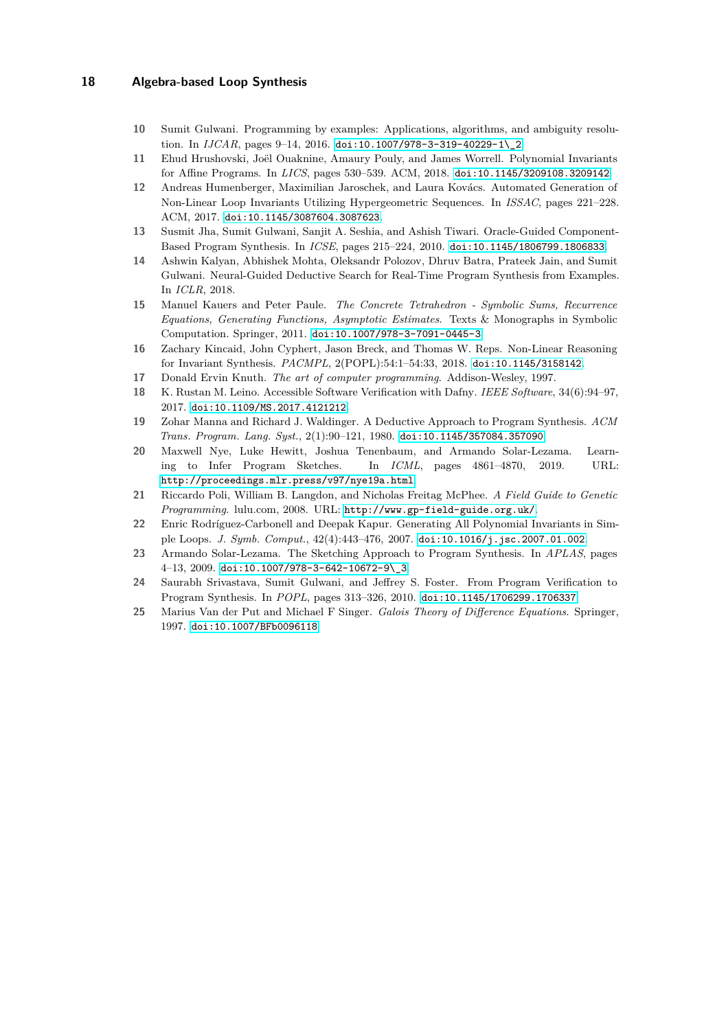10 Sumit Gulwani. Programming by examples: Applications, algorithms, and ambiguity resolution. In *IJCAR*, pages 9–14, 2016. doi:10.1007/978-3-319-40229-1\_2.

11 Ehud Hrushovski, Joël Ouaknine, Amaury Pouly, and James Worrell. Polynomial Invariants for Affine Programs. In *LICS*, pages 530–539. ACM, 2018. doi:10.1145/3209108.3209142.

12 Andreas Humenberger, Maximilian Jaroschek, and Laura Kovács. Automated Generation of Non-Linear Loop Invariants Utilizing Hypergeometric Sequences. In *ISSAC*, pages 221–228. ACM, 2017. doi:10.1145/3087604.3087623.

13 Susmit Jha, Sumit Gulwani, Sanjit A. Seshia, and Ashish Tiwari. Oracle-Guided Component-Based Program Synthesis. In *ICSE*, pages 215–224, 2010. doi:10.1145/1806799.1806833.

14 Ashwin Kalyan, Abhishek Mohta, Oleksandr Polozov, Dhruv Batra, Prateek Jain, and Sumit Gulwani. Neural-Guided Deductive Search for Real-Time Program Synthesis from Examples. In *ICLR*, 2018.

15 Manuel Kauers and Peter Paule. *The Concrete Tetrahedron - Symbolic Sums, Recurrence Equations, Generating Functions, Asymptotic Estimates*. Texts & Monographs in Symbolic Computation. Springer, 2011. doi:10.1007/978-3-7091-0445-3.

16 Zachary Kincaid, John Cyphert, Jason Breck, and Thomas W. Reps. Non-Linear Reasoning for Invariant Synthesis. *PACMPL*, 2(POPL):54:1–54:33, 2018. doi:10.1145/3158142.

17 Donald Ervin Knuth. *The art of computer programming*. Addison-Wesley, 1997.

18 K. Rustan M. Leino. Accessible Software Verification with Dafny. *IEEE Software*, 34(6):94–97, 2017. doi:10.1109/MS.2017.4121212.

19 Zohar Manna and Richard J. Waldinger. A Deductive Approach to Program Synthesis. *ACM Trans. Program. Lang. Syst.*, 2(1):90–121, 1980. doi:10.1145/357084.357090.

20 Maxwell Nye, Luke Hewitt, Joshua Tenenbaum, and Armando Solar-Lezama. Learning to Infer Program Sketches. In *ICML*, pages 4861–4870, 2019. URL: http://proceedings.mlr.press/v97/nye19a.html.

21 Riccardo Poli, William B. Langdon, and Nicholas Freitag McPhee. *A Field Guide to Genetic Programming*. lulu.com, 2008. URL: http://www.gp-field-guide.org.uk/.

22 Enric Rodríguez-Carbonell and Deepak Kapur. Generating All Polynomial Invariants in Simple Loops. *J. Symb. Comput.*, 42(4):443–476, 2007. doi:10.1016/j.jsc.2007.01.002.

23 Armando Solar-Lezama. The Sketching Approach to Program Synthesis. In *APLAS*, pages 4–13, 2009. doi:10.1007/978-3-642-10672-9\_3.

24 Saurabh Srivastava, Sumit Gulwani, and Jeffrey S. Foster. From Program Verification to Program Synthesis. In *POPL*, pages 313–326, 2010. doi:10.1145/1706299.1706337.

25 Marius Van der Put and Michael F Singer. *Galois Theory of Difference Equations*. Springer, 1997. doi:10.1007/BFb0096118.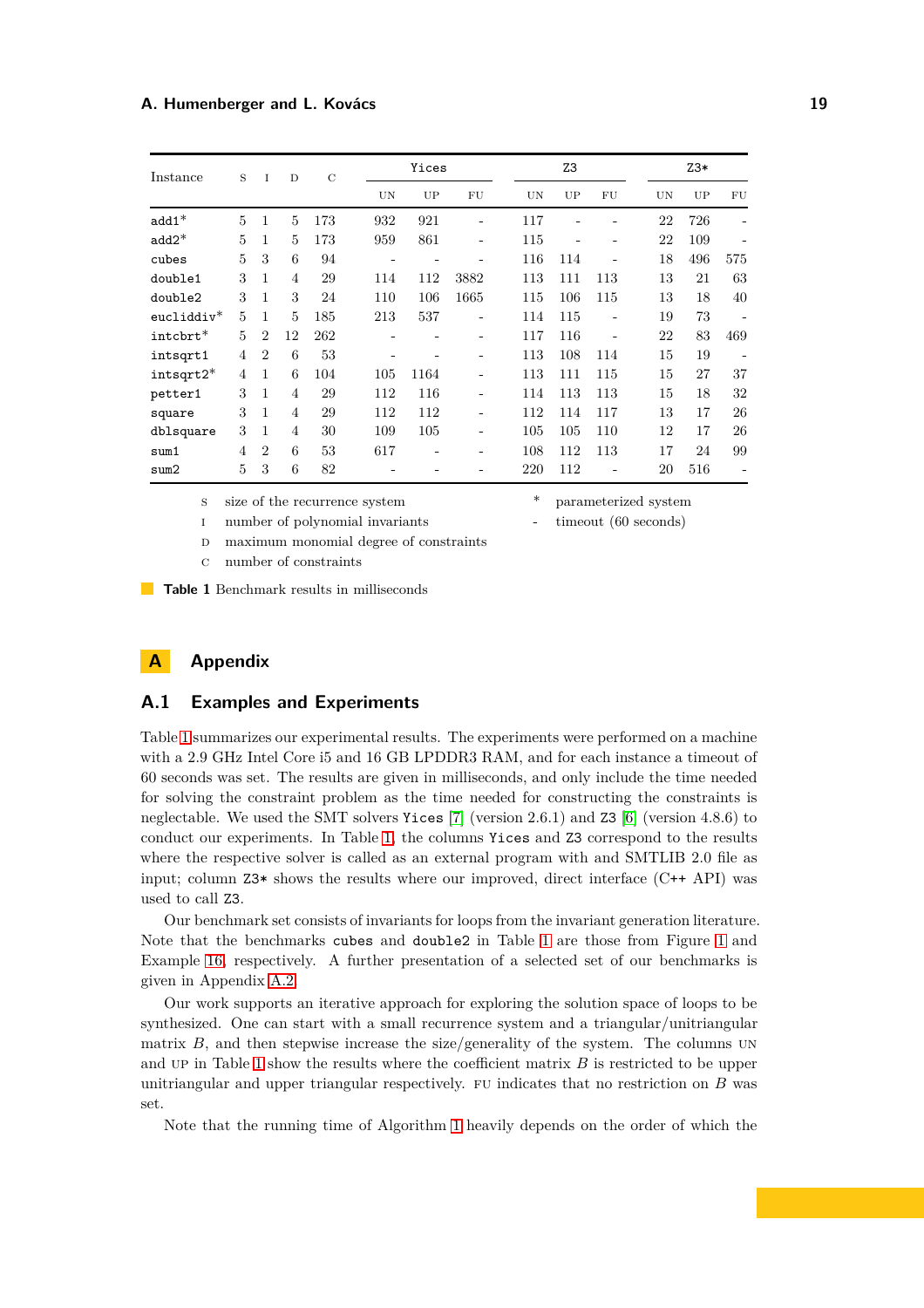| Instance | S | I | D | C | Yices | | | Z3 | | | Z3* | | |
|---|---|---|---|---|---|---|---|---|---|---|---|---|---|
| | | | | | UN | UP | FU | UN | UP | FU | UN | UP | FU |
| add1* | 5 | 1 | 5 | 173 | 932 | 921 | - | 117 | - | - | 22 | 726 | - |
| add2* | 5 | 1 | 5 | 173 | 959 | 861 | - | 115 | - | - | 22 | 109 | - |
| cubes | 5 | 3 | 6 | 94 | - | - | - | 116 | 114 | - | 18 | 496 | 575 |
| double1 | 3 | 1 | 4 | 29 | 114 | 112 | 3882 | 113 | 111 | 113 | 13 | 21 | 63 |
| double2 | 3 | 1 | 3 | 24 | 110 | 106 | 1665 | 115 | 106 | 115 | 13 | 18 | 40 |
| euclidiv* | 5 | 1 | 5 | 185 | 213 | 537 | - | 114 | 115 | - | 19 | 73 | - |
| intcbrt* | 5 | 2 | 12 | 262 | - | - | - | 117 | 116 | - | 22 | 83 | 469 |
| intsqrt1 | 4 | 2 | 6 | 53 | - | - | - | 113 | 108 | 114 | 15 | 19 | - |
| intsqrt2* | 4 | 1 | 6 | 104 | 105 | 1164 | - | 113 | 111 | 115 | 15 | 27 | 37 |
| petter1 | 3 | 1 | 4 | 29 | 112 | 116 | - | 114 | 113 | 113 | 15 | 18 | 32 |
| square | 3 | 1 | 4 | 29 | 112 | 112 | - | 112 | 114 | 117 | 13 | 17 | 26 |
| dblsquare | 3 | 1 | 4 | 30 | 109 | 105 | - | 105 | 105 | 110 | 12 | 17 | 26 |
| sum1 | 4 | 2 | 6 | 53 | 617 | - | - | 108 | 112 | 113 | 17 | 24 | 99 |
| sum2 | 5 | 3 | 6 | 82 | - | - | - | 220 | 112 | - | 20 | 516 | - |

S size of the recurrence system
I number of polynomial invariants
D maximum monomial degree of constraints
C number of constraints
* parameterized system
- timeout (60 seconds)

**Table 1** Benchmark results in milliseconds

# A Appendix

## A.1 Examples and Experiments

Table 1 summarizes our experimental results. The experiments were performed on a machine with a 2.9 GHz Intel Core i5 and 16 GB LPDDR3 RAM, and for each instance a timeout of 60 seconds was set. The results are given in milliseconds, and only include the time needed for solving the constraint problem as the time needed for constructing the constraints is neglectable. We used the SMT solvers `Yices` [7] (version 2.6.1) and `Z3` [6] (version 4.8.6) to conduct our experiments. In Table 1, the columns `Yices` and `Z3` correspond to the results where the respective solver is called as an external program with and SMTLIB 2.0 file as input; column `Z3*` shows the results where our improved, direct interface (C++ API) was used to call `Z3`.

Our benchmark set consists of invariants for loops from the invariant generation literature. Note that the benchmarks `cubes` and `double2` in Table 1 are those from Figure 1 and Example 16, respectively. A further presentation of a selected set of our benchmarks is given in Appendix A.2.

Our work supports an iterative approach for exploring the solution space of loops to be synthesized. One can start with a small recurrence system and a triangular/unitriangular matrix $B$, and then stepwise increase the size/generality of the system. The columns UN and UP in Table 1 show the results where the coefficient matrix $B$ is restricted to be upper unitriangular and upper triangular respectively. FU indicates that no restriction on $B$ was set.

Note that the running time of Algorithm 1 heavily depends on the order of which the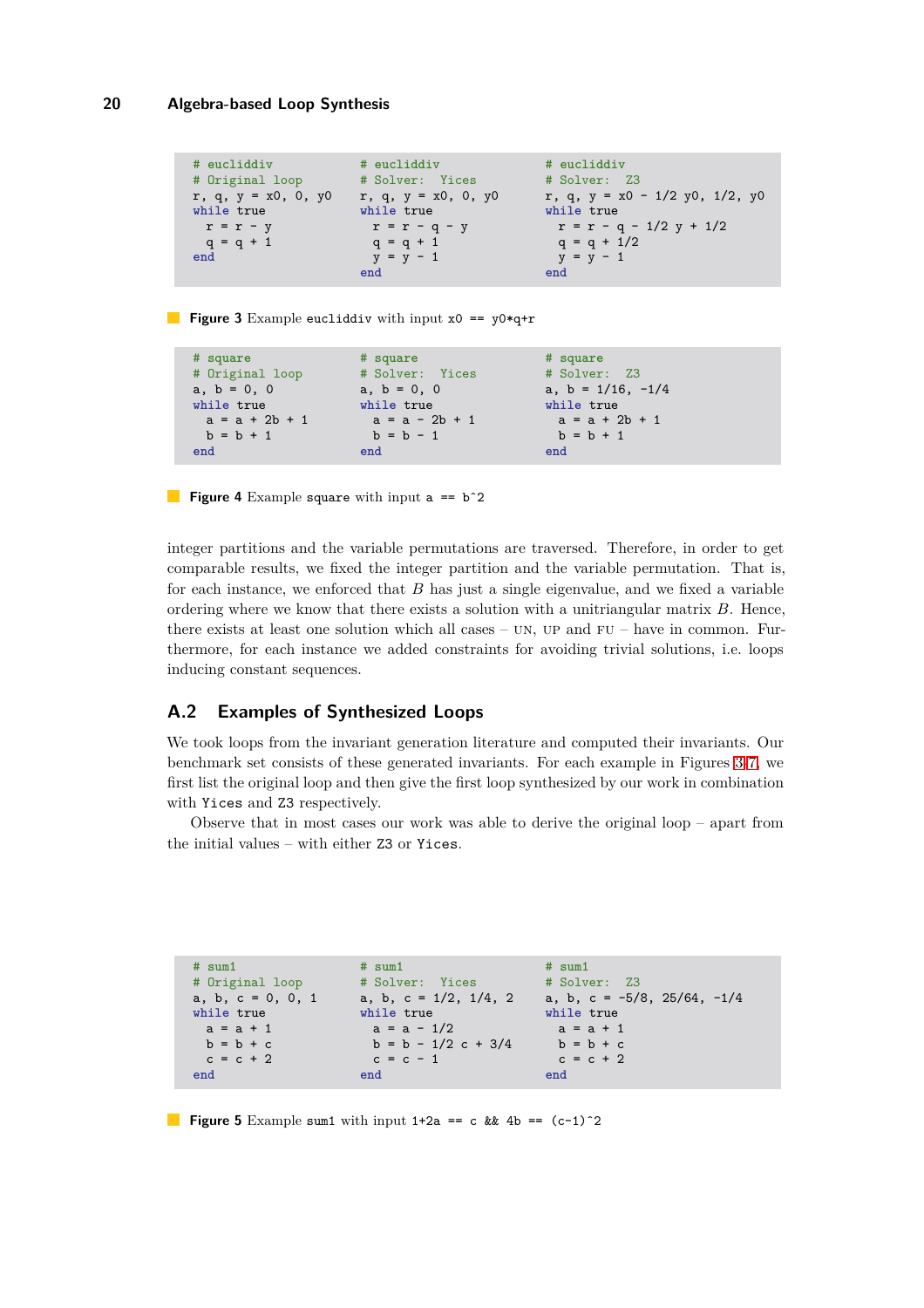```
# eucliddiv
# Original loop
r, q, y = x0, 0, y0
while true
  r = r - y
  q = q + 1
end
```

```
# eucliddiv
# Solver:  Yices
r, q, y = x0, 0, y0
while true
  r = r - q - y
  q = q + 1
  y = y - 1
end
```

```
# eucliddiv
# Solver:  Z3
r, q, y = x0 - 1/2 y0, 1/2, y0
while true
  r = r - q - 1/2 y + 1/2
  q = q + 1/2
  y = y - 1
end
```

**Figure 3** Example `eucliddiv` with input `x0 == y0*q+r`

```
# square
# Original loop
a, b = 0, 0
while true
  a = a + 2b + 1
  b = b + 1
end
```

```
# square
# Solver:  Yices
a, b = 0, 0
while true
  a = a - 2b + 1
  b = b - 1
end
```

```
# square
# Solver:  Z3
a, b = 1/16, -1/4
while true
  a = a + 2b + 1
  b = b + 1
end
```

**Figure 4** Example `square` with input `a == b^2`

integer partitions and the variable permutations are traversed. Therefore, in order to get comparable results, we fixed the integer partition and the variable permutation. That is, for each instance, we enforced that $B$ has just a single eigenvalue, and we fixed a variable ordering where we know that there exists a solution with a unitriangular matrix $B$. Hence, there exists at least one solution which all cases – UN, UP and FU – have in common. Furthermore, for each instance we added constraints for avoiding trivial solutions, i.e. loops inducing constant sequences.

## A.2 Examples of Synthesized Loops

We took loops from the invariant generation literature and computed their invariants. Our benchmark set consists of these generated invariants. For each example in Figures 3-7, we first list the original loop and then give the first loop synthesized by our work in combination with Yices and Z3 respectively.

Observe that in most cases our work was able to derive the original loop – apart from the initial values – with either Z3 or Yices.

```
# sum1
# Original loop
a, b, c = 0, 0, 1
while true
  a = a + 1
  b = b + c
  c = c + 2
end
```

```
# sum1
# Solver:  Yices
a, b, c = 1/2, 1/4, 2
while true
  a = a - 1/2
  b = b - 1/2 c + 3/4
  c = c - 1
end
```

```
# sum1
# Solver:  Z3
a, b, c = -5/8, 25/64, -1/4
while true
  a = a + 1
  b = b + c
  c = c + 2
end
```

**Figure 5** Example `sum1` with input `1+2a == c && 4b == (c-1)^2`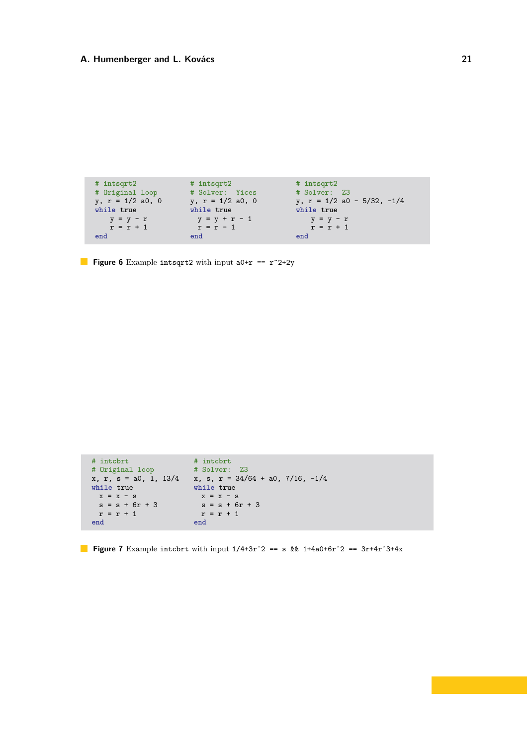```
# intsqrt2
# Original loop
y, r = 1/2 a0, 0
while true
    y = y - r
    r = r + 1
end
```

```
# intsqrt2
# Solver:  Yices
y, r = 1/2 a0, 0
while true
  y = y + r - 1
  r = r - 1
end
```

```
# intsqrt2
# Solver:  Z3
y, r = 1/2 a0 - 5/32, -1/4
while true
    y = y - r
    r = r + 1
end
```

**Figure 6** Example `intsqrt2` with input `a0+r == r^2+2y`

```
# intcbrt
# Original loop
x, r, s = a0, 1, 13/4
while true
  x = x - s
  s = s + 6r + 3
  r = r + 1
end
```

```
# intcbrt
# Solver:  Z3
x, s, r = 34/64 + a0, 7/16, -1/4
while true
  x = x - s
  s = s + 6r + 3
  r = r + 1
end
```

**Figure 7** Example `intcbrt` with input `1/4+3r^2 == s && 1+4a0+6r^2 == 3r+4r^3+4x`